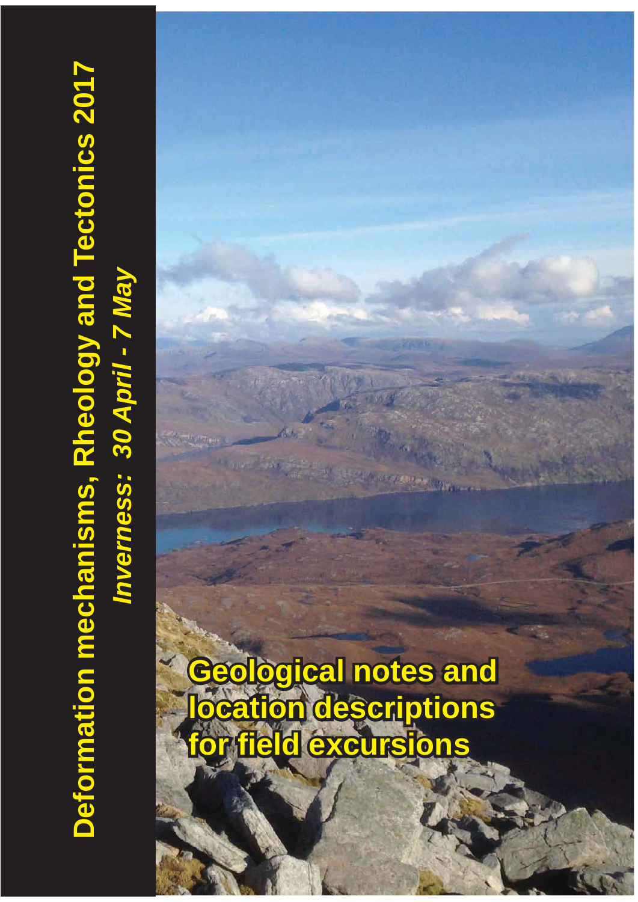# Deformation mechanisms, Rheology and Tectonics 2017

*Inverness: 30 April - 7 May*

## Geological notes and location descriptions for field excursions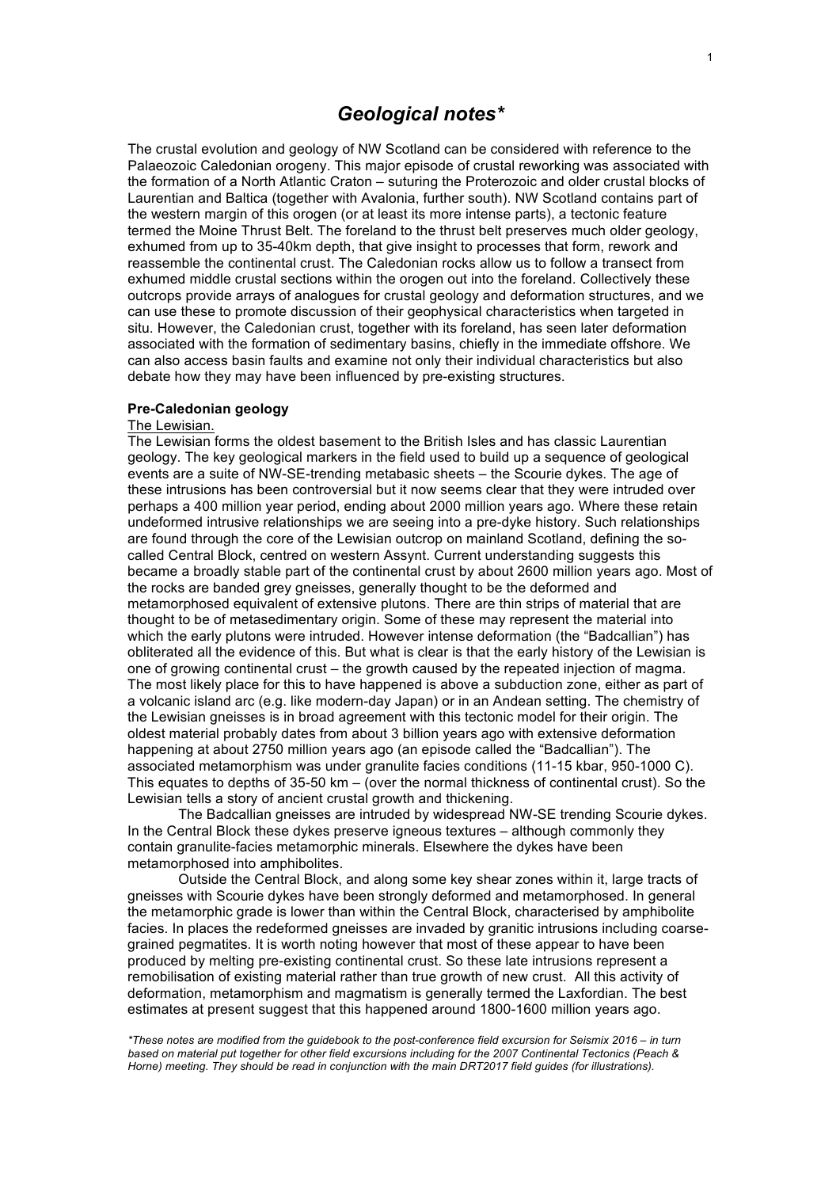# *Geological notes**

The crustal evolution and geology of NW Scotland can be considered with reference to the Palaeozoic Caledonian orogeny. This major episode of crustal reworking was associated with the formation of a North Atlantic Craton – suturing the Proterozoic and older crustal blocks of Laurentian and Baltica (together with Avalonia, further south). NW Scotland contains part of the western margin of this orogen (or at least its more intense parts), a tectonic feature termed the Moine Thrust Belt. The foreland to the thrust belt preserves much older geology, exhumed from up to 35-40km depth, that give insight to processes that form, rework and reassemble the continental crust. The Caledonian rocks allow us to follow a transect from exhumed middle crustal sections within the orogen out into the foreland. Collectively these outcrops provide arrays of analogues for crustal geology and deformation structures, and we can use these to promote discussion of their geophysical characteristics when targeted in situ. However, the Caledonian crust, together with its foreland, has seen later deformation associated with the formation of sedimentary basins, chiefly in the immediate offshore. We can also access basin faults and examine not only their individual characteristics but also debate how they may have been influenced by pre-existing structures.

**Pre-Caledonian geology**

The Lewisian.

The Lewisian forms the oldest basement to the British Isles and has classic Laurentian geology. The key geological markers in the field used to build up a sequence of geological events are a suite of NW-SE-trending metabasic sheets – the Scourie dykes. The age of these intrusions has been controversial but it now seems clear that they were intruded over perhaps a 400 million year period, ending about 2000 million years ago. Where these retain undeformed intrusive relationships we are seeing into a pre-dyke history. Such relationships are found through the core of the Lewisian outcrop on mainland Scotland, defining the so-called Central Block, centred on western Assynt. Current understanding suggests this became a broadly stable part of the continental crust by about 2600 million years ago. Most of the rocks are banded grey gneisses, generally thought to be the deformed and metamorphosed equivalent of extensive plutons. There are thin strips of material that are thought to be of metasedimentary origin. Some of these may represent the material into which the early plutons were intruded. However intense deformation (the "Badcallian") has obliterated all the evidence of this. But what is clear is that the early history of the Lewisian is one of growing continental crust – the growth caused by the repeated injection of magma. The most likely place for this to have happened is above a subduction zone, either as part of a volcanic island arc (e.g. like modern-day Japan) or in an Andean setting. The chemistry of the Lewisian gneisses is in broad agreement with this tectonic model for their origin. The oldest material probably dates from about 3 billion years ago with extensive deformation happening at about 2750 million years ago (an episode called the "Badcallian"). The associated metamorphism was under granulite facies conditions (11-15 kbar, 950-1000 C). This equates to depths of 35-50 km – (over the normal thickness of continental crust). So the Lewisian tells a story of ancient crustal growth and thickening.

The Badcallian gneisses are intruded by widespread NW-SE trending Scourie dykes. In the Central Block these dykes preserve igneous textures – although commonly they contain granulite-facies metamorphic minerals. Elsewhere the dykes have been metamorphosed into amphibolites.

Outside the Central Block, and along some key shear zones within it, large tracts of gneisses with Scourie dykes have been strongly deformed and metamorphosed. In general the metamorphic grade is lower than within the Central Block, characterised by amphibolite facies. In places the redeformed gneisses are invaded by granitic intrusions including coarse-grained pegmatites. It is worth noting however that most of these appear to have been produced by melting pre-existing continental crust. So these late intrusions represent a remobilisation of existing material rather than true growth of new crust. All this activity of deformation, metamorphism and magmatism is generally termed the Laxfordian. The best estimates at present suggest that this happened around 1800-1600 million years ago.

*\*These notes are modified from the guidebook to the post-conference field excursion for Seismix 2016 – in turn based on material put together for other field excursions including for the 2007 Continental Tectonics (Peach & Horne) meeting. They should be read in conjunction with the main DRT2017 field guides (for illustrations).*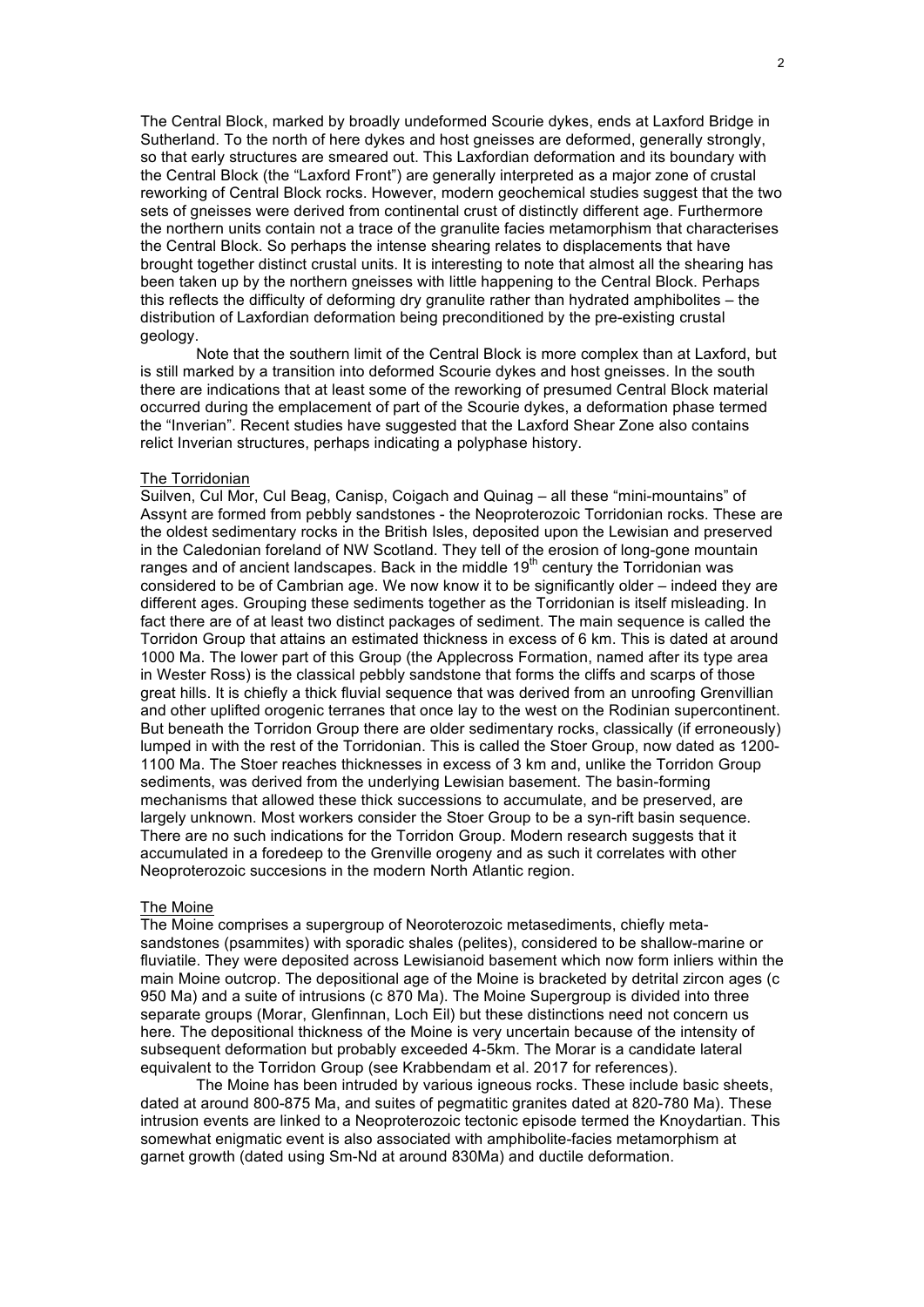The Central Block, marked by broadly undeformed Scourie dykes, ends at Laxford Bridge in Sutherland. To the north of here dykes and host gneisses are deformed, generally strongly, so that early structures are smeared out. This Laxfordian deformation and its boundary with the Central Block (the "Laxford Front") are generally interpreted as a major zone of crustal reworking of Central Block rocks. However, modern geochemical studies suggest that the two sets of gneisses were derived from continental crust of distinctly different age. Furthermore the northern units contain not a trace of the granulite facies metamorphism that characterises the Central Block. So perhaps the intense shearing relates to displacements that have brought together distinct crustal units. It is interesting to note that almost all the shearing has been taken up by the northern gneisses with little happening to the Central Block. Perhaps this reflects the difficulty of deforming dry granulite rather than hydrated amphibolites – the distribution of Laxfordian deformation being preconditioned by the pre-existing crustal geology.

Note that the southern limit of the Central Block is more complex than at Laxford, but is still marked by a transition into deformed Scourie dykes and host gneisses. In the south there are indications that at least some of the reworking of presumed Central Block material occurred during the emplacement of part of the Scourie dykes, a deformation phase termed the "Inverian". Recent studies have suggested that the Laxford Shear Zone also contains relict Inverian structures, perhaps indicating a polyphase history.

## The Torridonian

Suilven, Cul Mor, Cul Beag, Canisp, Coigach and Quinag – all these "mini-mountains" of Assynt are formed from pebbly sandstones - the Neoproterozoic Torridonian rocks. These are the oldest sedimentary rocks in the British Isles, deposited upon the Lewisian and preserved in the Caledonian foreland of NW Scotland. They tell of the erosion of long-gone mountain ranges and of ancient landscapes. Back in the middle 19th century the Torridonian was considered to be of Cambrian age. We now know it to be significantly older – indeed they are different ages. Grouping these sediments together as the Torridonian is itself misleading. In fact there are of at least two distinct packages of sediment. The main sequence is called the Torridon Group that attains an estimated thickness in excess of 6 km. This is dated at around 1000 Ma. The lower part of this Group (the Applecross Formation, named after its type area in Wester Ross) is the classical pebbly sandstone that forms the cliffs and scarps of those great hills. It is chiefly a thick fluvial sequence that was derived from an unroofing Grenvillian and other uplifted orogenic terranes that once lay to the west on the Rodinian supercontinent. But beneath the Torridon Group there are older sedimentary rocks, classically (if erroneously) lumped in with the rest of the Torridonian. This is called the Stoer Group, now dated as 1200-1100 Ma. The Stoer reaches thicknesses in excess of 3 km and, unlike the Torridon Group sediments, was derived from the underlying Lewisian basement. The basin-forming mechanisms that allowed these thick successions to accumulate, and be preserved, are largely unknown. Most workers consider the Stoer Group to be a syn-rift basin sequence. There are no such indications for the Torridon Group. Modern research suggests that it accumulated in a foredeep to the Grenville orogeny and as such it correlates with other Neoproterozoic succesions in the modern North Atlantic region.

## The Moine

The Moine comprises a supergroup of Neoroterozoic metasediments, chiefly meta-sandstones (psammites) with sporadic shales (pelites), considered to be shallow-marine or fluviatile. They were deposited across Lewisianoid basement which now form inliers within the main Moine outcrop. The depositional age of the Moine is bracketed by detrital zircon ages (c 950 Ma) and a suite of intrusions (c 870 Ma). The Moine Supergroup is divided into three separate groups (Morar, Glenfinnan, Loch Eil) but these distinctions need not concern us here. The depositional thickness of the Moine is very uncertain because of the intensity of subsequent deformation but probably exceeded 4-5km. The Morar is a candidate lateral equivalent to the Torridon Group (see Krabbendam et al. 2017 for references).

The Moine has been intruded by various igneous rocks. These include basic sheets, dated at around 800-875 Ma, and suites of pegmatitic granites dated at 820-780 Ma). These intrusion events are linked to a Neoproterozoic tectonic episode termed the Knoydartian. This somewhat enigmatic event is also associated with amphibolite-facies metamorphism at garnet growth (dated using Sm-Nd at around 830Ma) and ductile deformation.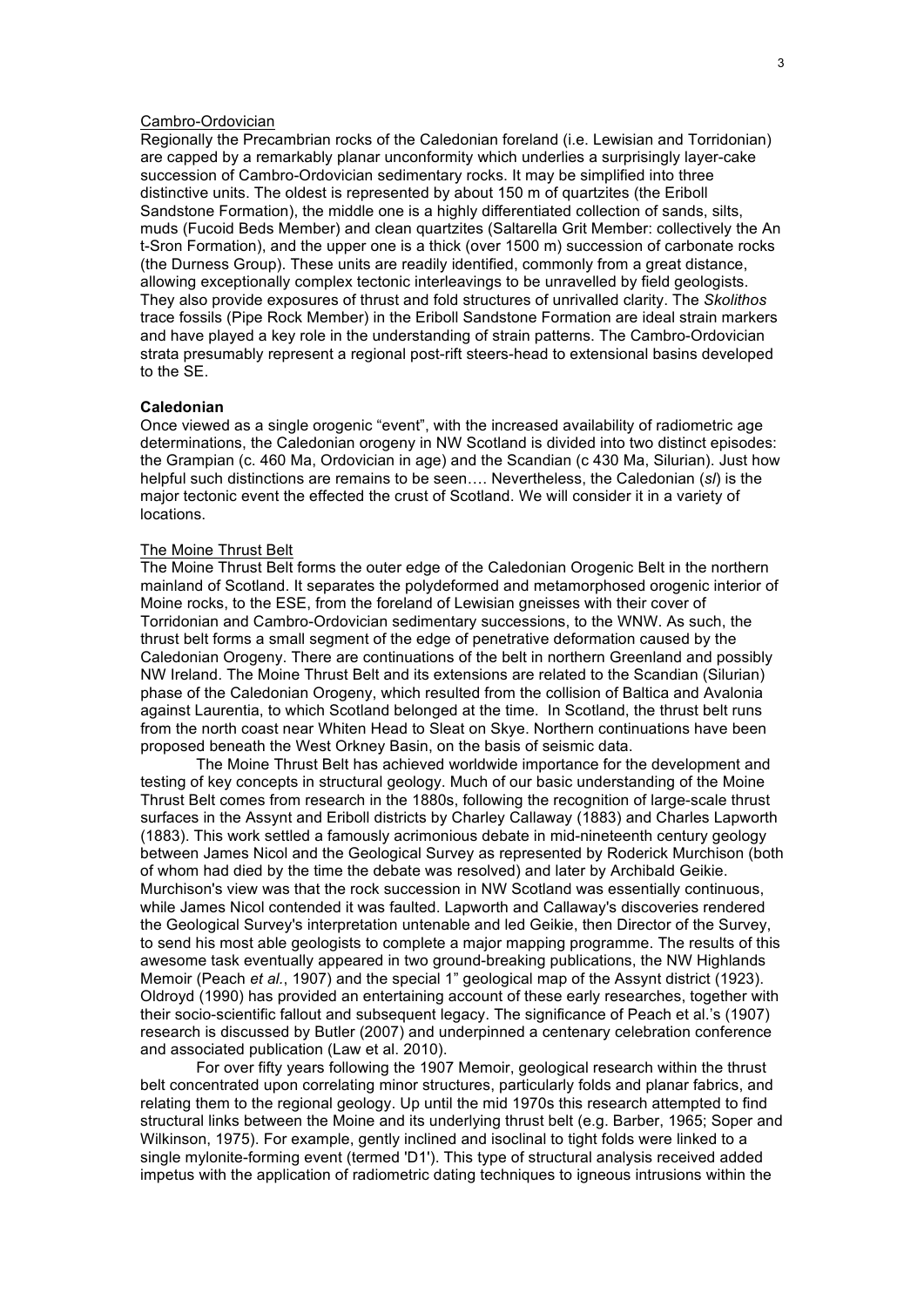Cambro-Ordovician

Regionally the Precambrian rocks of the Caledonian foreland (i.e. Lewisian and Torridonian) are capped by a remarkably planar unconformity which underlies a surprisingly layer-cake succession of Cambro-Ordovician sedimentary rocks. It may be simplified into three distinctive units. The oldest is represented by about 150 m of quartzites (the Eriboll Sandstone Formation), the middle one is a highly differentiated collection of sands, silts, muds (Fucoid Beds Member) and clean quartzites (Saltarella Grit Member: collectively the An t-Sron Formation), and the upper one is a thick (over 1500 m) succession of carbonate rocks (the Durness Group). These units are readily identified, commonly from a great distance, allowing exceptionally complex tectonic interleavings to be unravelled by field geologists. They also provide exposures of thrust and fold structures of unrivalled clarity. The *Skolithos* trace fossils (Pipe Rock Member) in the Eriboll Sandstone Formation are ideal strain markers and have played a key role in the understanding of strain patterns. The Cambro-Ordovician strata presumably represent a regional post-rift steers-head to extensional basins developed to the SE.

**Caledonian**

Once viewed as a single orogenic "event", with the increased availability of radiometric age determinations, the Caledonian orogeny in NW Scotland is divided into two distinct episodes: the Grampian (c. 460 Ma, Ordovician in age) and the Scandian (c 430 Ma, Silurian). Just how helpful such distinctions are remains to be seen…. Nevertheless, the Caledonian (*sl*) is the major tectonic event the effected the crust of Scotland. We will consider it in a variety of locations.

The Moine Thrust Belt

The Moine Thrust Belt forms the outer edge of the Caledonian Orogenic Belt in the northern mainland of Scotland. It separates the polydeformed and metamorphosed orogenic interior of Moine rocks, to the ESE, from the foreland of Lewisian gneisses with their cover of Torridonian and Cambro-Ordovician sedimentary successions, to the WNW. As such, the thrust belt forms a small segment of the edge of penetrative deformation caused by the Caledonian Orogeny. There are continuations of the belt in northern Greenland and possibly NW Ireland. The Moine Thrust Belt and its extensions are related to the Scandian (Silurian) phase of the Caledonian Orogeny, which resulted from the collision of Baltica and Avalonia against Laurentia, to which Scotland belonged at the time. In Scotland, the thrust belt runs from the north coast near Whiten Head to Sleat on Skye. Northern continuations have been proposed beneath the West Orkney Basin, on the basis of seismic data.

The Moine Thrust Belt has achieved worldwide importance for the development and testing of key concepts in structural geology. Much of our basic understanding of the Moine Thrust Belt comes from research in the 1880s, following the recognition of large-scale thrust surfaces in the Assynt and Eriboll districts by Charley Callaway (1883) and Charles Lapworth (1883). This work settled a famously acrimonious debate in mid-nineteenth century geology between James Nicol and the Geological Survey as represented by Roderick Murchison (both of whom had died by the time the debate was resolved) and later by Archibald Geikie. Murchison's view was that the rock succession in NW Scotland was essentially continuous, while James Nicol contended it was faulted. Lapworth and Callaway's discoveries rendered the Geological Survey's interpretation untenable and led Geikie, then Director of the Survey, to send his most able geologists to complete a major mapping programme. The results of this awesome task eventually appeared in two ground-breaking publications, the NW Highlands Memoir (Peach *et al.*, 1907) and the special 1" geological map of the Assynt district (1923). Oldroyd (1990) has provided an entertaining account of these early researches, together with their socio-scientific fallout and subsequent legacy. The significance of Peach et al.'s (1907) research is discussed by Butler (2007) and underpinned a centenary celebration conference and associated publication (Law et al. 2010).

For over fifty years following the 1907 Memoir, geological research within the thrust belt concentrated upon correlating minor structures, particularly folds and planar fabrics, and relating them to the regional geology. Up until the mid 1970s this research attempted to find structural links between the Moine and its underlying thrust belt (e.g. Barber, 1965; Soper and Wilkinson, 1975). For example, gently inclined and isoclinal to tight folds were linked to a single mylonite-forming event (termed 'D1'). This type of structural analysis received added impetus with the application of radiometric dating techniques to igneous intrusions within the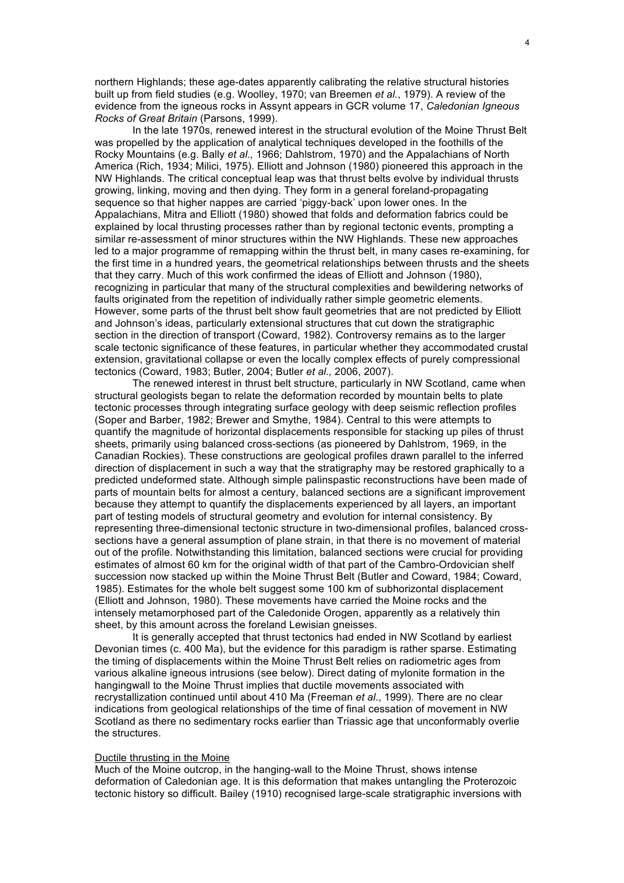northern Highlands; these age-dates apparently calibrating the relative structural histories built up from field studies (e.g. Woolley, 1970; van Breemen *et al.*, 1979). A review of the evidence from the igneous rocks in Assynt appears in GCR volume 17, *Caledonian Igneous Rocks of Great Britain* (Parsons, 1999).

In the late 1970s, renewed interest in the structural evolution of the Moine Thrust Belt was propelled by the application of analytical techniques developed in the foothills of the Rocky Mountains (e.g. Bally *et al.,* 1966; Dahlstrom, 1970) and the Appalachians of North America (Rich, 1934; Milici, 1975). Elliott and Johnson (1980) pioneered this approach in the NW Highlands. The critical conceptual leap was that thrust belts evolve by individual thrusts growing, linking, moving and then dying. They form in a general foreland-propagating sequence so that higher nappes are carried 'piggy-back' upon lower ones. In the Appalachians, Mitra and Elliott (1980) showed that folds and deformation fabrics could be explained by local thrusting processes rather than by regional tectonic events, prompting a similar re-assessment of minor structures within the NW Highlands. These new approaches led to a major programme of remapping within the thrust belt, in many cases re-examining, for the first time in a hundred years, the geometrical relationships between thrusts and the sheets that they carry. Much of this work confirmed the ideas of Elliott and Johnson (1980), recognizing in particular that many of the structural complexities and bewildering networks of faults originated from the repetition of individually rather simple geometric elements. However, some parts of the thrust belt show fault geometries that are not predicted by Elliott and Johnson's ideas, particularly extensional structures that cut down the stratigraphic section in the direction of transport (Coward, 1982). Controversy remains as to the larger scale tectonic significance of these features, in particular whether they accommodated crustal extension, gravitational collapse or even the locally complex effects of purely compressional tectonics (Coward, 1983; Butler, 2004; Butler *et al.,* 2006, 2007).

The renewed interest in thrust belt structure, particularly in NW Scotland, came when structural geologists began to relate the deformation recorded by mountain belts to plate tectonic processes through integrating surface geology with deep seismic reflection profiles (Soper and Barber, 1982; Brewer and Smythe, 1984). Central to this were attempts to quantify the magnitude of horizontal displacements responsible for stacking up piles of thrust sheets, primarily using balanced cross-sections (as pioneered by Dahlstrom, 1969, in the Canadian Rockies). These constructions are geological profiles drawn parallel to the inferred direction of displacement in such a way that the stratigraphy may be restored graphically to a predicted undeformed state. Although simple palinspastic reconstructions have been made of parts of mountain belts for almost a century, balanced sections are a significant improvement because they attempt to quantify the displacements experienced by all layers, an important part of testing models of structural geometry and evolution for internal consistency. By representing three-dimensional tectonic structure in two-dimensional profiles, balanced cross-sections have a general assumption of plane strain, in that there is no movement of material out of the profile. Notwithstanding this limitation, balanced sections were crucial for providing estimates of almost 60 km for the original width of that part of the Cambro-Ordovician shelf succession now stacked up within the Moine Thrust Belt (Butler and Coward, 1984; Coward, 1985). Estimates for the whole belt suggest some 100 km of subhorizontal displacement (Elliott and Johnson, 1980). These movements have carried the Moine rocks and the intensely metamorphosed part of the Caledonide Orogen, apparently as a relatively thin sheet, by this amount across the foreland Lewisian gneisses.

It is generally accepted that thrust tectonics had ended in NW Scotland by earliest Devonian times (c. 400 Ma), but the evidence for this paradigm is rather sparse. Estimating the timing of displacements within the Moine Thrust Belt relies on radiometric ages from various alkaline igneous intrusions (see below). Direct dating of mylonite formation in the hangingwall to the Moine Thrust implies that ductile movements associated with recrystallization continued until about 410 Ma (Freeman *et al*., 1999). There are no clear indications from geological relationships of the time of final cessation of movement in NW Scotland as there no sedimentary rocks earlier than Triassic age that unconformably overlie the structures.

## Ductile thrusting in the Moine

Much of the Moine outcrop, in the hanging-wall to the Moine Thrust, shows intense deformation of Caledonian age. It is this deformation that makes untangling the Proterozoic tectonic history so difficult. Bailey (1910) recognised large-scale stratigraphic inversions with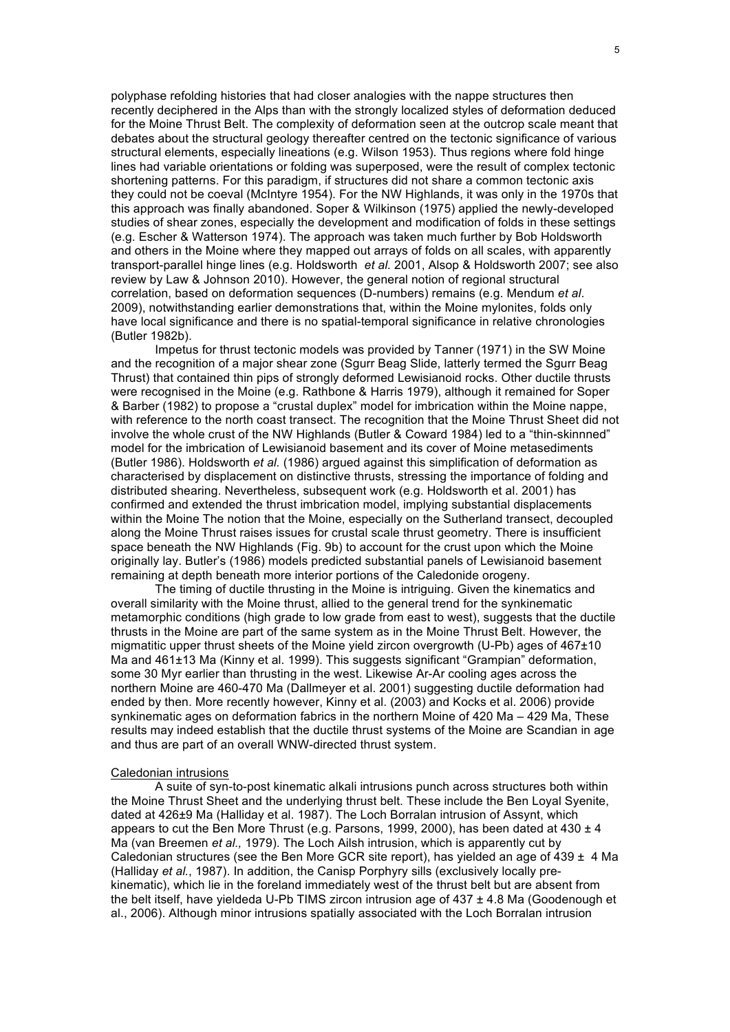polyphase refolding histories that had closer analogies with the nappe structures then recently deciphered in the Alps than with the strongly localized styles of deformation deduced for the Moine Thrust Belt. The complexity of deformation seen at the outcrop scale meant that debates about the structural geology thereafter centred on the tectonic significance of various structural elements, especially lineations (e.g. Wilson 1953). Thus regions where fold hinge lines had variable orientations or folding was superposed, were the result of complex tectonic shortening patterns. For this paradigm, if structures did not share a common tectonic axis they could not be coeval (McIntyre 1954). For the NW Highlands, it was only in the 1970s that this approach was finally abandoned. Soper & Wilkinson (1975) applied the newly-developed studies of shear zones, especially the development and modification of folds in these settings (e.g. Escher & Watterson 1974). The approach was taken much further by Bob Holdsworth and others in the Moine where they mapped out arrays of folds on all scales, with apparently transport-parallel hinge lines (e.g. Holdsworth *et al.* 2001, Alsop & Holdsworth 2007; see also review by Law & Johnson 2010). However, the general notion of regional structural correlation, based on deformation sequences (D-numbers) remains (e.g. Mendum *et al*. 2009), notwithstanding earlier demonstrations that, within the Moine mylonites, folds only have local significance and there is no spatial-temporal significance in relative chronologies (Butler 1982b).

Impetus for thrust tectonic models was provided by Tanner (1971) in the SW Moine and the recognition of a major shear zone (Sgurr Beag Slide, latterly termed the Sgurr Beag Thrust) that contained thin pips of strongly deformed Lewisianoid rocks. Other ductile thrusts were recognised in the Moine (e.g. Rathbone & Harris 1979), although it remained for Soper & Barber (1982) to propose a "crustal duplex" model for imbrication within the Moine nappe, with reference to the north coast transect. The recognition that the Moine Thrust Sheet did not involve the whole crust of the NW Highlands (Butler & Coward 1984) led to a "thin-skinnned" model for the imbrication of Lewisianoid basement and its cover of Moine metasediments (Butler 1986). Holdsworth *et al.* (1986) argued against this simplification of deformation as characterised by displacement on distinctive thrusts, stressing the importance of folding and distributed shearing. Nevertheless, subsequent work (e.g. Holdsworth et al. 2001) has confirmed and extended the thrust imbrication model, implying substantial displacements within the Moine The notion that the Moine, especially on the Sutherland transect, decoupled along the Moine Thrust raises issues for crustal scale thrust geometry. There is insufficient space beneath the NW Highlands (Fig. 9b) to account for the crust upon which the Moine originally lay. Butler's (1986) models predicted substantial panels of Lewisianoid basement remaining at depth beneath more interior portions of the Caledonide orogeny.

The timing of ductile thrusting in the Moine is intriguing. Given the kinematics and overall similarity with the Moine thrust, allied to the general trend for the synkinematic metamorphic conditions (high grade to low grade from east to west), suggests that the ductile thrusts in the Moine are part of the same system as in the Moine Thrust Belt. However, the migmatitic upper thrust sheets of the Moine yield zircon overgrowth (U-Pb) ages of 467±10 Ma and 461±13 Ma (Kinny et al. 1999). This suggests significant "Grampian" deformation, some 30 Myr earlier than thrusting in the west. Likewise Ar-Ar cooling ages across the northern Moine are 460-470 Ma (Dallmeyer et al. 2001) suggesting ductile deformation had ended by then. More recently however, Kinny et al. (2003) and Kocks et al. 2006) provide synkinematic ages on deformation fabrics in the northern Moine of 420 Ma – 429 Ma, These results may indeed establish that the ductile thrust systems of the Moine are Scandian in age and thus are part of an overall WNW-directed thrust system.

## Caledonian intrusions

A suite of syn-to-post kinematic alkali intrusions punch across structures both within the Moine Thrust Sheet and the underlying thrust belt. These include the Ben Loyal Syenite, dated at 426±9 Ma (Halliday et al. 1987). The Loch Borralan intrusion of Assynt, which appears to cut the Ben More Thrust (e.g. Parsons, 1999, 2000), has been dated at 430 ± 4 Ma (van Breemen *et al.,* 1979). The Loch Ailsh intrusion, which is apparently cut by Caledonian structures (see the Ben More GCR site report), has yielded an age of 439 ± 4 Ma (Halliday *et al.*, 1987). In addition, the Canisp Porphyry sills (exclusively locally pre-kinematic), which lie in the foreland immediately west of the thrust belt but are absent from the belt itself, have yieldeda U-Pb TIMS zircon intrusion age of 437 ± 4.8 Ma (Goodenough et al., 2006). Although minor intrusions spatially associated with the Loch Borralan intrusion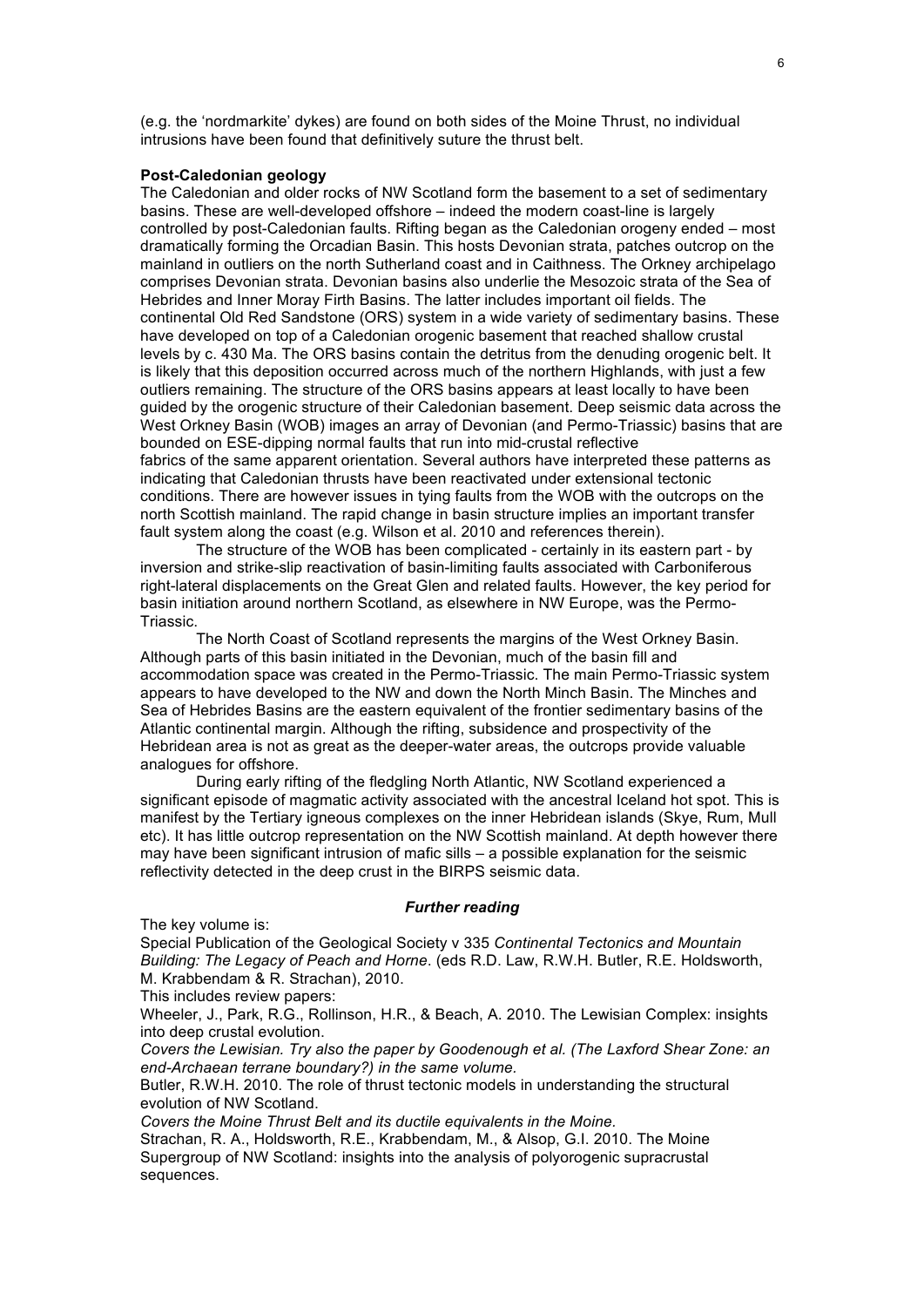(e.g. the 'nordmarkite' dykes) are found on both sides of the Moine Thrust, no individual intrusions have been found that definitively suture the thrust belt.

**Post-Caledonian geology**

The Caledonian and older rocks of NW Scotland form the basement to a set of sedimentary basins. These are well-developed offshore – indeed the modern coast-line is largely controlled by post-Caledonian faults. Rifting began as the Caledonian orogeny ended – most dramatically forming the Orcadian Basin. This hosts Devonian strata, patches outcrop on the mainland in outliers on the north Sutherland coast and in Caithness. The Orkney archipelago comprises Devonian strata. Devonian basins also underlie the Mesozoic strata of the Sea of Hebrides and Inner Moray Firth Basins. The latter includes important oil fields. The continental Old Red Sandstone (ORS) system in a wide variety of sedimentary basins. These have developed on top of a Caledonian orogenic basement that reached shallow crustal levels by c. 430 Ma. The ORS basins contain the detritus from the denuding orogenic belt. It is likely that this deposition occurred across much of the northern Highlands, with just a few outliers remaining. The structure of the ORS basins appears at least locally to have been guided by the orogenic structure of their Caledonian basement. Deep seismic data across the West Orkney Basin (WOB) images an array of Devonian (and Permo-Triassic) basins that are bounded on ESE-dipping normal faults that run into mid-crustal reflective fabrics of the same apparent orientation. Several authors have interpreted these patterns as indicating that Caledonian thrusts have been reactivated under extensional tectonic conditions. There are however issues in tying faults from the WOB with the outcrops on the north Scottish mainland. The rapid change in basin structure implies an important transfer fault system along the coast (e.g. Wilson et al. 2010 and references therein).

The structure of the WOB has been complicated - certainly in its eastern part - by inversion and strike-slip reactivation of basin-limiting faults associated with Carboniferous right-lateral displacements on the Great Glen and related faults. However, the key period for basin initiation around northern Scotland, as elsewhere in NW Europe, was the Permo-Triassic.

The North Coast of Scotland represents the margins of the West Orkney Basin. Although parts of this basin initiated in the Devonian, much of the basin fill and accommodation space was created in the Permo-Triassic. The main Permo-Triassic system appears to have developed to the NW and down the North Minch Basin. The Minches and Sea of Hebrides Basins are the eastern equivalent of the frontier sedimentary basins of the Atlantic continental margin. Although the rifting, subsidence and prospectivity of the Hebridean area is not as great as the deeper-water areas, the outcrops provide valuable analogues for offshore.

During early rifting of the fledgling North Atlantic, NW Scotland experienced a significant episode of magmatic activity associated with the ancestral Iceland hot spot. This is manifest by the Tertiary igneous complexes on the inner Hebridean islands (Skye, Rum, Mull etc). It has little outcrop representation on the NW Scottish mainland. At depth however there may have been significant intrusion of mafic sills – a possible explanation for the seismic reflectivity detected in the deep crust in the BIRPS seismic data.

***Further reading***

The key volume is:

Special Publication of the Geological Society v 335 *Continental Tectonics and Mountain Building: The Legacy of Peach and Horne*. (eds R.D. Law, R.W.H. Butler, R.E. Holdsworth, M. Krabbendam & R. Strachan), 2010.

This includes review papers:

Wheeler, J., Park, R.G., Rollinson, H.R., & Beach, A. 2010. The Lewisian Complex: insights into deep crustal evolution.

*Covers the Lewisian. Try also the paper by Goodenough et al. (The Laxford Shear Zone: an end-Archaean terrane boundary?) in the same volume.*

Butler, R.W.H. 2010. The role of thrust tectonic models in understanding the structural evolution of NW Scotland.

*Covers the Moine Thrust Belt and its ductile equivalents in the Moine.*

Strachan, R. A., Holdsworth, R.E., Krabbendam, M., & Alsop, G.I. 2010. The Moine Supergroup of NW Scotland: insights into the analysis of polyorogenic supracrustal sequences.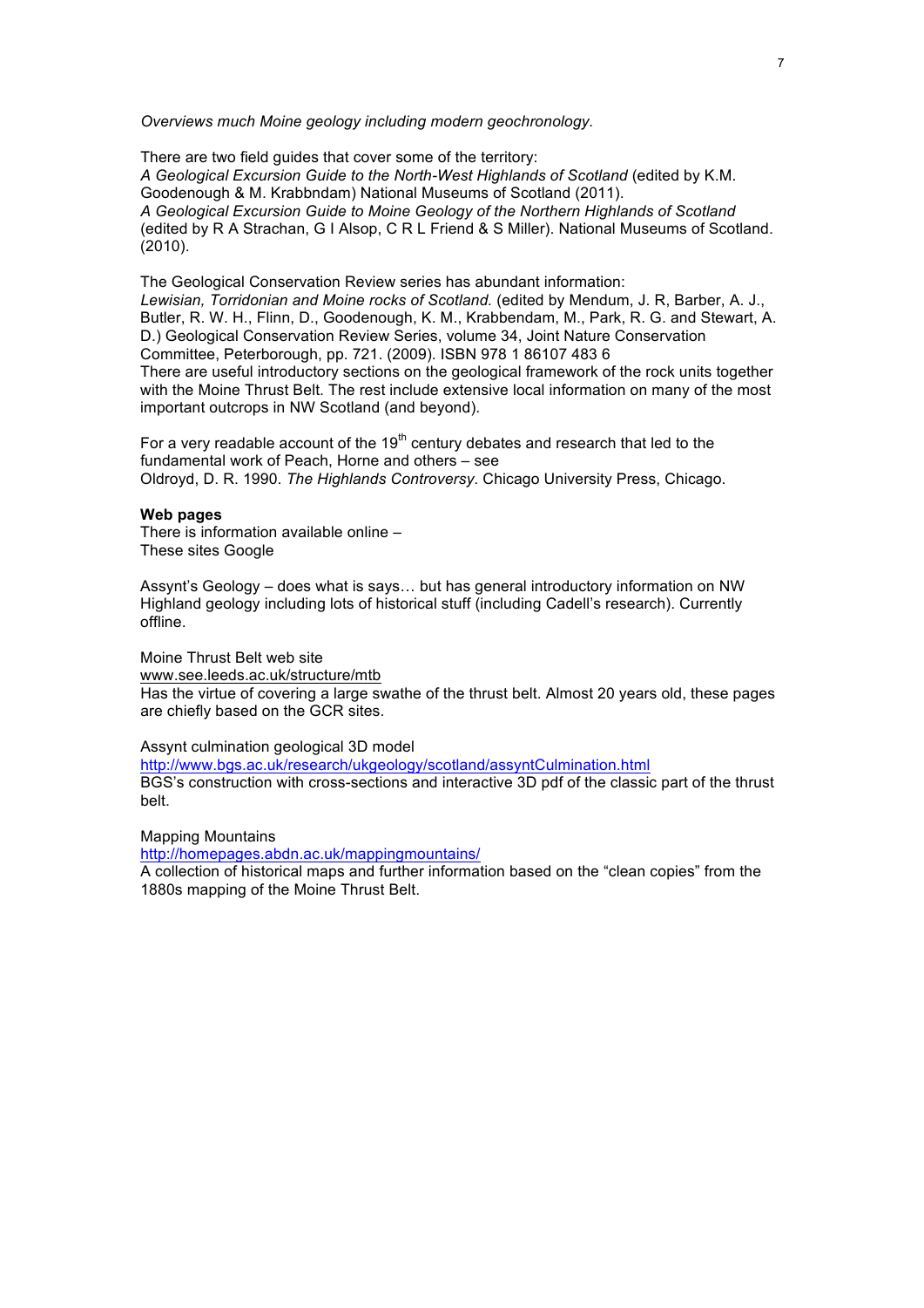*Overviews much Moine geology including modern geochronology.*

There are two field guides that cover some of the territory:
*A Geological Excursion Guide to the North-West Highlands of Scotland* (edited by K.M. Goodenough & M. Krabbndam) National Museums of Scotland (2011).
*A Geological Excursion Guide to Moine Geology of the Northern Highlands of Scotland* (edited by R A Strachan, G I Alsop, C R L Friend & S Miller). National Museums of Scotland. (2010).

The Geological Conservation Review series has abundant information:
*Lewisian, Torridonian and Moine rocks of Scotland.* (edited by Mendum, J. R, Barber, A. J., Butler, R. W. H., Flinn, D., Goodenough, K. M., Krabbendam, M., Park, R. G. and Stewart, A. D.) Geological Conservation Review Series, volume 34, Joint Nature Conservation Committee, Peterborough, pp. 721. (2009). ISBN 978 1 86107 483 6
There are useful introductory sections on the geological framework of the rock units together with the Moine Thrust Belt. The rest include extensive local information on many of the most important outcrops in NW Scotland (and beyond).

For a very readable account of the 19$^{th}$ century debates and research that led to the fundamental work of Peach, Horne and others – see
Oldroyd, D. R. 1990. *The Highlands Controversy*. Chicago University Press, Chicago.

**Web pages**
There is information available online –
These sites Google

Assynt's Geology – does what is says… but has general introductory information on NW Highland geology including lots of historical stuff (including Cadell's research). Currently offline.

Moine Thrust Belt web site
www.see.leeds.ac.uk/structure/mtb
Has the virtue of covering a large swathe of the thrust belt. Almost 20 years old, these pages are chiefly based on the GCR sites.

Assynt culmination geological 3D model
http://www.bgs.ac.uk/research/ukgeology/scotland/assyntCulmination.html
BGS's construction with cross-sections and interactive 3D pdf of the classic part of the thrust belt.

Mapping Mountains
http://homepages.abdn.ac.uk/mappingmountains/
A collection of historical maps and further information based on the "clean copies" from the 1880s mapping of the Moine Thrust Belt.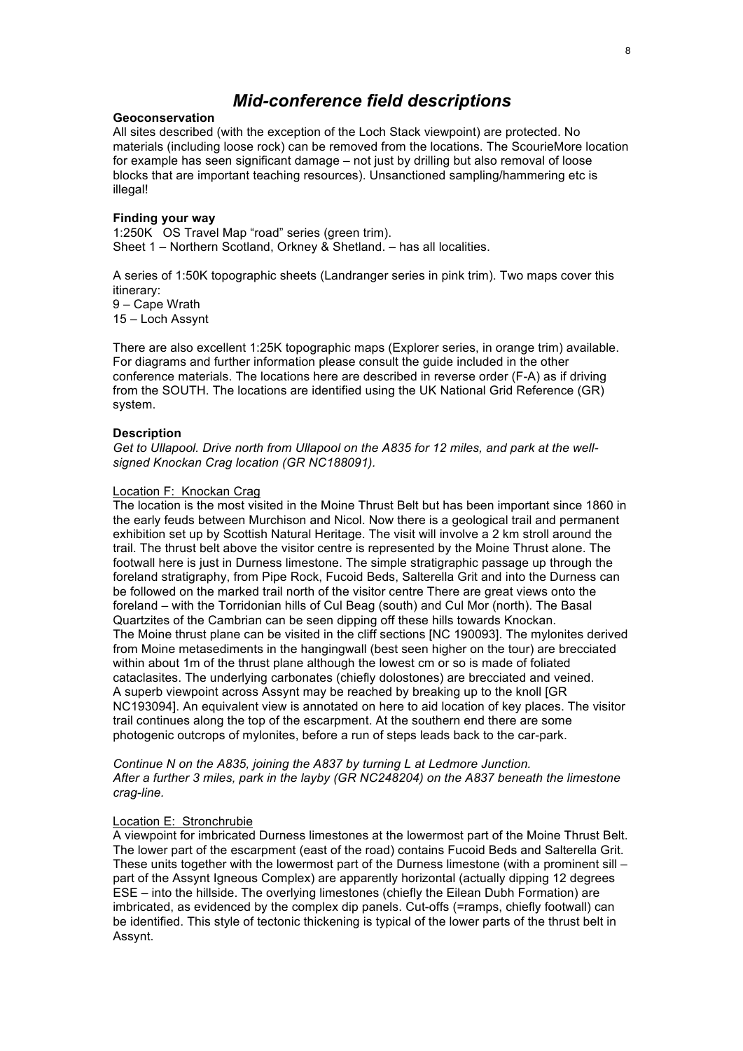# *Mid-conference field descriptions*

**Geoconservation**

All sites described (with the exception of the Loch Stack viewpoint) are protected. No materials (including loose rock) can be removed from the locations. The ScourieMore location for example has seen significant damage – not just by drilling but also removal of loose blocks that are important teaching resources). Unsanctioned sampling/hammering etc is illegal!

**Finding your way**

1:250K OS Travel Map "road" series (green trim).
Sheet 1 – Northern Scotland, Orkney & Shetland. – has all localities.

A series of 1:50K topographic sheets (Landranger series in pink trim). Two maps cover this itinerary:
9 – Cape Wrath
15 – Loch Assynt

There are also excellent 1:25K topographic maps (Explorer series, in orange trim) available. For diagrams and further information please consult the guide included in the other conference materials. The locations here are described in reverse order (F-A) as if driving from the SOUTH. The locations are identified using the UK National Grid Reference (GR) system.

**Description**

*Get to Ullapool. Drive north from Ullapool on the A835 for 12 miles, and park at the well-signed Knockan Crag location (GR NC188091).*

Location F: Knockan Crag

The location is the most visited in the Moine Thrust Belt but has been important since 1860 in the early feuds between Murchison and Nicol. Now there is a geological trail and permanent exhibition set up by Scottish Natural Heritage. The visit will involve a 2 km stroll around the trail. The thrust belt above the visitor centre is represented by the Moine Thrust alone. The footwall here is just in Durness limestone. The simple stratigraphic passage up through the foreland stratigraphy, from Pipe Rock, Fucoid Beds, Salterella Grit and into the Durness can be followed on the marked trail north of the visitor centre There are great views onto the foreland – with the Torridonian hills of Cul Beag (south) and Cul Mor (north). The Basal Quartzites of the Cambrian can be seen dipping off these hills towards Knockan.
The Moine thrust plane can be visited in the cliff sections [NC 190093]. The mylonites derived from Moine metasediments in the hangingwall (best seen higher on the tour) are brecciated within about 1m of the thrust plane although the lowest cm or so is made of foliated cataclasites. The underlying carbonates (chiefly dolostones) are brecciated and veined.
A superb viewpoint across Assynt may be reached by breaking up to the knoll [GR NC193094]. An equivalent view is annotated on here to aid location of key places. The visitor trail continues along the top of the escarpment. At the southern end there are some photogenic outcrops of mylonites, before a run of steps leads back to the car-park.

*Continue N on the A835, joining the A837 by turning L at Ledmore Junction.*
*After a further 3 miles, park in the layby (GR NC248204) on the A837 beneath the limestone crag-line.*

Location E: Stronchrubie

A viewpoint for imbricated Durness limestones at the lowermost part of the Moine Thrust Belt. The lower part of the escarpment (east of the road) contains Fucoid Beds and Salterella Grit. These units together with the lowermost part of the Durness limestone (with a prominent sill – part of the Assynt Igneous Complex) are apparently horizontal (actually dipping 12 degrees ESE – into the hillside. The overlying limestones (chiefly the Eilean Dubh Formation) are imbricated, as evidenced by the complex dip panels. Cut-offs (=ramps, chiefly footwall) can be identified. This style of tectonic thickening is typical of the lower parts of the thrust belt in Assynt.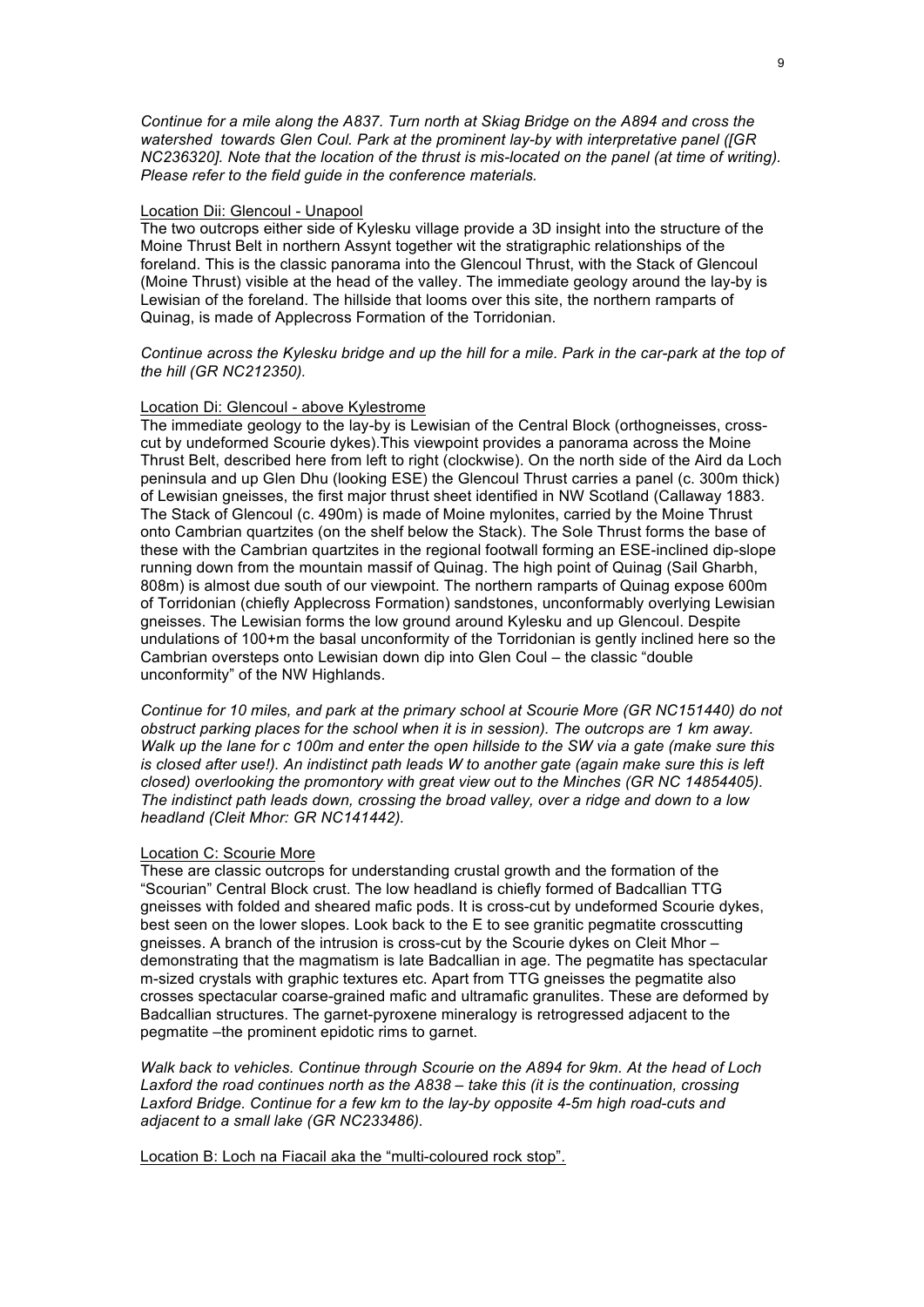*Continue for a mile along the A837. Turn north at Skiag Bridge on the A894 and cross the watershed towards Glen Coul. Park at the prominent lay-by with interpretative panel ([GR NC236320]. Note that the location of the thrust is mis-located on the panel (at time of writing). Please refer to the field guide in the conference materials.*

Location Dii: Glencoul - Unapool

The two outcrops either side of Kylesku village provide a 3D insight into the structure of the Moine Thrust Belt in northern Assynt together wit the stratigraphic relationships of the foreland. This is the classic panorama into the Glencoul Thrust, with the Stack of Glencoul (Moine Thrust) visible at the head of the valley. The immediate geology around the lay-by is Lewisian of the foreland. The hillside that looms over this site, the northern ramparts of Quinag, is made of Applecross Formation of the Torridonian.

*Continue across the Kylesku bridge and up the hill for a mile. Park in the car-park at the top of the hill (GR NC212350).*

Location Di: Glencoul - above Kylestrome

The immediate geology to the lay-by is Lewisian of the Central Block (orthogneisses, cross-cut by undeformed Scourie dykes).This viewpoint provides a panorama across the Moine Thrust Belt, described here from left to right (clockwise). On the north side of the Aird da Loch peninsula and up Glen Dhu (looking ESE) the Glencoul Thrust carries a panel (c. 300m thick) of Lewisian gneisses, the first major thrust sheet identified in NW Scotland (Callaway 1883. The Stack of Glencoul (c. 490m) is made of Moine mylonites, carried by the Moine Thrust onto Cambrian quartzites (on the shelf below the Stack). The Sole Thrust forms the base of these with the Cambrian quartzites in the regional footwall forming an ESE-inclined dip-slope running down from the mountain massif of Quinag. The high point of Quinag (Sail Gharbh, 808m) is almost due south of our viewpoint. The northern ramparts of Quinag expose 600m of Torridonian (chiefly Applecross Formation) sandstones, unconformably overlying Lewisian gneisses. The Lewisian forms the low ground around Kylesku and up Glencoul. Despite undulations of 100+m the basal unconformity of the Torridonian is gently inclined here so the Cambrian oversteps onto Lewisian down dip into Glen Coul – the classic "double unconformity" of the NW Highlands.

*Continue for 10 miles, and park at the primary school at Scourie More (GR NC151440) do not obstruct parking places for the school when it is in session). The outcrops are 1 km away. Walk up the lane for c 100m and enter the open hillside to the SW via a gate (make sure this is closed after use!). An indistinct path leads W to another gate (again make sure this is left closed) overlooking the promontory with great view out to the Minches (GR NC 14854405). The indistinct path leads down, crossing the broad valley, over a ridge and down to a low headland (Cleit Mhor: GR NC141442).*

Location C: Scourie More

These are classic outcrops for understanding crustal growth and the formation of the "Scourian" Central Block crust. The low headland is chiefly formed of Badcallian TTG gneisses with folded and sheared mafic pods. It is cross-cut by undeformed Scourie dykes, best seen on the lower slopes. Look back to the E to see granitic pegmatite crosscutting gneisses. A branch of the intrusion is cross-cut by the Scourie dykes on Cleit Mhor – demonstrating that the magmatism is late Badcallian in age. The pegmatite has spectacular m-sized crystals with graphic textures etc. Apart from TTG gneisses the pegmatite also crosses spectacular coarse-grained mafic and ultramafic granulites. These are deformed by Badcallian structures. The garnet-pyroxene mineralogy is retrogressed adjacent to the pegmatite –the prominent epidotic rims to garnet.

*Walk back to vehicles. Continue through Scourie on the A894 for 9km. At the head of Loch Laxford the road continues north as the A838 – take this (it is the continuation, crossing Laxford Bridge. Continue for a few km to the lay-by opposite 4-5m high road-cuts and adjacent to a small lake (GR NC233486).*

Location B: Loch na Fiacail aka the "multi-coloured rock stop".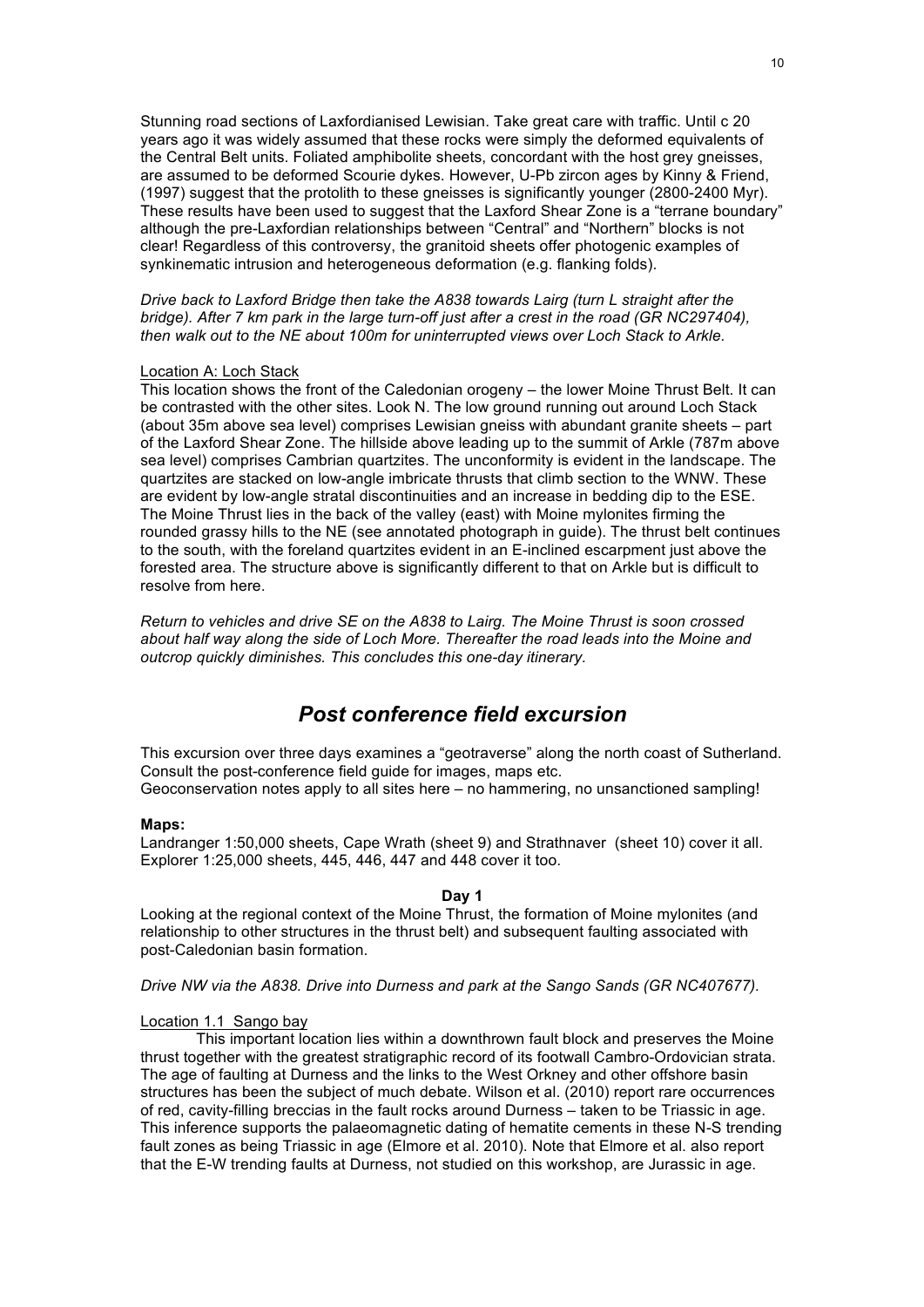Stunning road sections of Laxfordianised Lewisian. Take great care with traffic. Until c 20 years ago it was widely assumed that these rocks were simply the deformed equivalents of the Central Belt units. Foliated amphibolite sheets, concordant with the host grey gneisses, are assumed to be deformed Scourie dykes. However, U-Pb zircon ages by Kinny & Friend, (1997) suggest that the protolith to these gneisses is significantly younger (2800-2400 Myr). These results have been used to suggest that the Laxford Shear Zone is a "terrane boundary" although the pre-Laxfordian relationships between "Central" and "Northern" blocks is not clear! Regardless of this controversy, the granitoid sheets offer photogenic examples of synkinematic intrusion and heterogeneous deformation (e.g. flanking folds).

*Drive back to Laxford Bridge then take the A838 towards Lairg (turn L straight after the bridge). After 7 km park in the large turn-off just after a crest in the road (GR NC297404), then walk out to the NE about 100m for uninterrupted views over Loch Stack to Arkle.*

<u>Location A: Loch Stack</u>

This location shows the front of the Caledonian orogeny – the lower Moine Thrust Belt. It can be contrasted with the other sites. Look N. The low ground running out around Loch Stack (about 35m above sea level) comprises Lewisian gneiss with abundant granite sheets – part of the Laxford Shear Zone. The hillside above leading up to the summit of Arkle (787m above sea level) comprises Cambrian quartzites. The unconformity is evident in the landscape. The quartzites are stacked on low-angle imbricate thrusts that climb section to the WNW. These are evident by low-angle stratal discontinuities and an increase in bedding dip to the ESE. The Moine Thrust lies in the back of the valley (east) with Moine mylonites firming the rounded grassy hills to the NE (see annotated photograph in guide). The thrust belt continues to the south, with the foreland quartzites evident in an E-inclined escarpment just above the forested area. The structure above is significantly different to that on Arkle but is difficult to resolve from here.

*Return to vehicles and drive SE on the A838 to Lairg. The Moine Thrust is soon crossed about half way along the side of Loch More. Thereafter the road leads into the Moine and outcrop quickly diminishes. This concludes this one-day itinerary.*

## *Post conference field excursion*

This excursion over three days examines a "geotraverse" along the north coast of Sutherland. Consult the post-conference field guide for images, maps etc.
Geoconservation notes apply to all sites here – no hammering, no unsanctioned sampling!

**Maps:**

Landranger 1:50,000 sheets, Cape Wrath (sheet 9) and Strathnaver (sheet 10) cover it all.
Explorer 1:25,000 sheets, 445, 446, 447 and 448 cover it too.

### Day 1

Looking at the regional context of the Moine Thrust, the formation of Moine mylonites (and relationship to other structures in the thrust belt) and subsequent faulting associated with post-Caledonian basin formation.

*Drive NW via the A838. Drive into Durness and park at the Sango Sands (GR NC407677).*

<u>Location 1.1 Sango bay</u>

This important location lies within a downthrown fault block and preserves the Moine thrust together with the greatest stratigraphic record of its footwall Cambro-Ordovician strata. The age of faulting at Durness and the links to the West Orkney and other offshore basin structures has been the subject of much debate. Wilson et al. (2010) report rare occurrences of red, cavity-filling breccias in the fault rocks around Durness – taken to be Triassic in age. This inference supports the palaeomagnetic dating of hematite cements in these N-S trending fault zones as being Triassic in age (Elmore et al. 2010). Note that Elmore et al. also report that the E-W trending faults at Durness, not studied on this workshop, are Jurassic in age.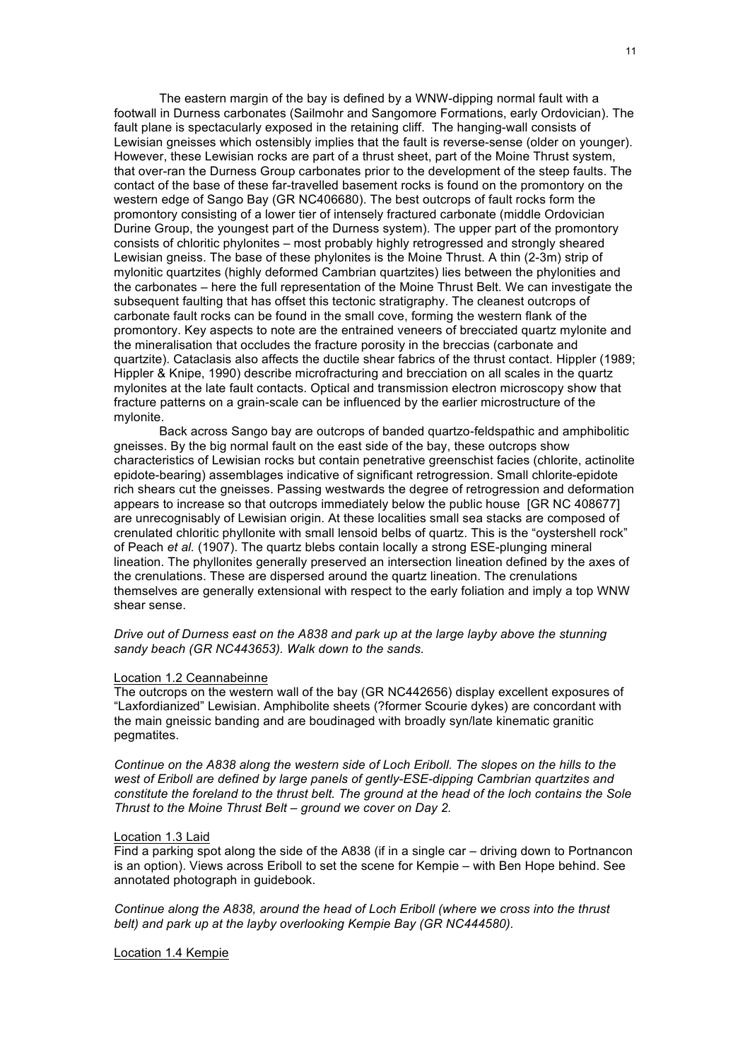The eastern margin of the bay is defined by a WNW-dipping normal fault with a footwall in Durness carbonates (Sailmohr and Sangomore Formations, early Ordovician). The fault plane is spectacularly exposed in the retaining cliff. The hanging-wall consists of Lewisian gneisses which ostensibly implies that the fault is reverse-sense (older on younger). However, these Lewisian rocks are part of a thrust sheet, part of the Moine Thrust system, that over-ran the Durness Group carbonates prior to the development of the steep faults. The contact of the base of these far-travelled basement rocks is found on the promontory on the western edge of Sango Bay (GR NC406680). The best outcrops of fault rocks form the promontory consisting of a lower tier of intensely fractured carbonate (middle Ordovician Durine Group, the youngest part of the Durness system). The upper part of the promontory consists of chloritic phylonites – most probably highly retrogressed and strongly sheared Lewisian gneiss. The base of these phylonites is the Moine Thrust. A thin (2-3m) strip of mylonitic quartzites (highly deformed Cambrian quartzites) lies between the phylonities and the carbonates – here the full representation of the Moine Thrust Belt. We can investigate the subsequent faulting that has offset this tectonic stratigraphy. The cleanest outcrops of carbonate fault rocks can be found in the small cove, forming the western flank of the promontory. Key aspects to note are the entrained veneers of brecciated quartz mylonite and the mineralisation that occludes the fracture porosity in the breccias (carbonate and quartzite). Cataclasis also affects the ductile shear fabrics of the thrust contact. Hippler (1989; Hippler & Knipe, 1990) describe microfracturing and brecciation on all scales in the quartz mylonites at the late fault contacts. Optical and transmission electron microscopy show that fracture patterns on a grain-scale can be influenced by the earlier microstructure of the mylonite.

Back across Sango bay are outcrops of banded quartzo-feldspathic and amphibolitic gneisses. By the big normal fault on the east side of the bay, these outcrops show characteristics of Lewisian rocks but contain penetrative greenschist facies (chlorite, actinolite epidote-bearing) assemblages indicative of significant retrogression. Small chlorite-epidote rich shears cut the gneisses. Passing westwards the degree of retrogression and deformation appears to increase so that outcrops immediately below the public house [GR NC 408677] are unrecognisably of Lewisian origin. At these localities small sea stacks are composed of crenulated chloritic phyllonite with small lensoid belbs of quartz. This is the "oystershell rock" of Peach *et al.* (1907). The quartz blebs contain locally a strong ESE-plunging mineral lineation. The phyllonites generally preserved an intersection lineation defined by the axes of the crenulations. These are dispersed around the quartz lineation. The crenulations themselves are generally extensional with respect to the early foliation and imply a top WNW shear sense.

*Drive out of Durness east on the A838 and park up at the large layby above the stunning sandy beach (GR NC443653). Walk down to the sands.*

## Location 1.2 Ceannabeinne

The outcrops on the western wall of the bay (GR NC442656) display excellent exposures of "Laxfordianized" Lewisian. Amphibolite sheets (?former Scourie dykes) are concordant with the main gneissic banding and are boudinaged with broadly syn/late kinematic granitic pegmatites.

*Continue on the A838 along the western side of Loch Eriboll. The slopes on the hills to the west of Eriboll are defined by large panels of gently-ESE-dipping Cambrian quartzites and constitute the foreland to the thrust belt. The ground at the head of the loch contains the Sole Thrust to the Moine Thrust Belt – ground we cover on Day 2.*

## Location 1.3 Laid

Find a parking spot along the side of the A838 (if in a single car – driving down to Portnancon is an option). Views across Eriboll to set the scene for Kempie – with Ben Hope behind. See annotated photograph in guidebook.

*Continue along the A838, around the head of Loch Eriboll (where we cross into the thrust belt) and park up at the layby overlooking Kempie Bay (GR NC444580).*

## Location 1.4 Kempie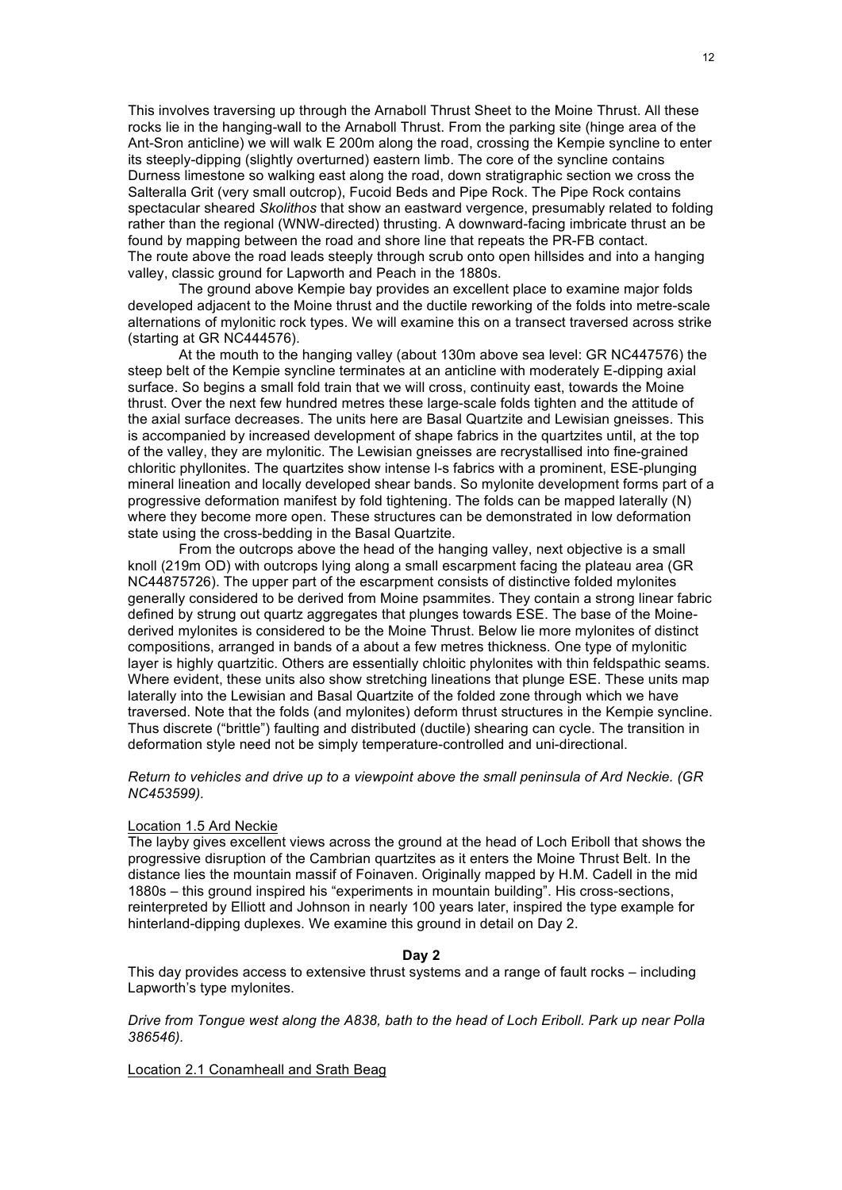This involves traversing up through the Arnaboll Thrust Sheet to the Moine Thrust. All these rocks lie in the hanging-wall to the Arnaboll Thrust. From the parking site (hinge area of the Ant-Sron anticline) we will walk E 200m along the road, crossing the Kempie syncline to enter its steeply-dipping (slightly overturned) eastern limb. The core of the syncline contains Durness limestone so walking east along the road, down stratigraphic section we cross the Salteralla Grit (very small outcrop), Fucoid Beds and Pipe Rock. The Pipe Rock contains spectacular sheared *Skolithos* that show an eastward vergence, presumably related to folding rather than the regional (WNW-directed) thrusting. A downward-facing imbricate thrust an be found by mapping between the road and shore line that repeats the PR-FB contact.
The route above the road leads steeply through scrub onto open hillsides and into a hanging valley, classic ground for Lapworth and Peach in the 1880s.

The ground above Kempie bay provides an excellent place to examine major folds developed adjacent to the Moine thrust and the ductile reworking of the folds into metre-scale alternations of mylonitic rock types. We will examine this on a transect traversed across strike (starting at GR NC444576).

At the mouth to the hanging valley (about 130m above sea level: GR NC447576) the steep belt of the Kempie syncline terminates at an anticline with moderately E-dipping axial surface. So begins a small fold train that we will cross, continuity east, towards the Moine thrust. Over the next few hundred metres these large-scale folds tighten and the attitude of the axial surface decreases. The units here are Basal Quartzite and Lewisian gneisses. This is accompanied by increased development of shape fabrics in the quartzites until, at the top of the valley, they are mylonitic. The Lewisian gneisses are recrystallised into fine-grained chloritic phyllonites. The quartzites show intense l-s fabrics with a prominent, ESE-plunging mineral lineation and locally developed shear bands. So mylonite development forms part of a progressive deformation manifest by fold tightening. The folds can be mapped laterally (N) where they become more open. These structures can be demonstrated in low deformation state using the cross-bedding in the Basal Quartzite.

From the outcrops above the head of the hanging valley, next objective is a small knoll (219m OD) with outcrops lying along a small escarpment facing the plateau area (GR NC44875726). The upper part of the escarpment consists of distinctive folded mylonites generally considered to be derived from Moine psammites. They contain a strong linear fabric defined by strung out quartz aggregates that plunges towards ESE. The base of the Moine-derived mylonites is considered to be the Moine Thrust. Below lie more mylonites of distinct compositions, arranged in bands of a about a few metres thickness. One type of mylonitic layer is highly quartzitic. Others are essentially chloitic phylonites with thin feldspathic seams. Where evident, these units also show stretching lineations that plunge ESE. These units map laterally into the Lewisian and Basal Quartzite of the folded zone through which we have traversed. Note that the folds (and mylonites) deform thrust structures in the Kempie syncline. Thus discrete ("brittle") faulting and distributed (ductile) shearing can cycle. The transition in deformation style need not be simply temperature-controlled and uni-directional.

*Return to vehicles and drive up to a viewpoint above the small peninsula of Ard Neckie. (GR NC453599).*

Location 1.5 Ard Neckie

The layby gives excellent views across the ground at the head of Loch Eriboll that shows the progressive disruption of the Cambrian quartzites as it enters the Moine Thrust Belt. In the distance lies the mountain massif of Foinaven. Originally mapped by H.M. Cadell in the mid 1880s – this ground inspired his "experiments in mountain building". His cross-sections, reinterpreted by Elliott and Johnson in nearly 100 years later, inspired the type example for hinterland-dipping duplexes. We examine this ground in detail on Day 2.

**Day 2**

This day provides access to extensive thrust systems and a range of fault rocks – including Lapworth's type mylonites.

*Drive from Tongue west along the A838, bath to the head of Loch Eriboll. Park up near Polla 386546).*

Location 2.1 Conamheall and Srath Beag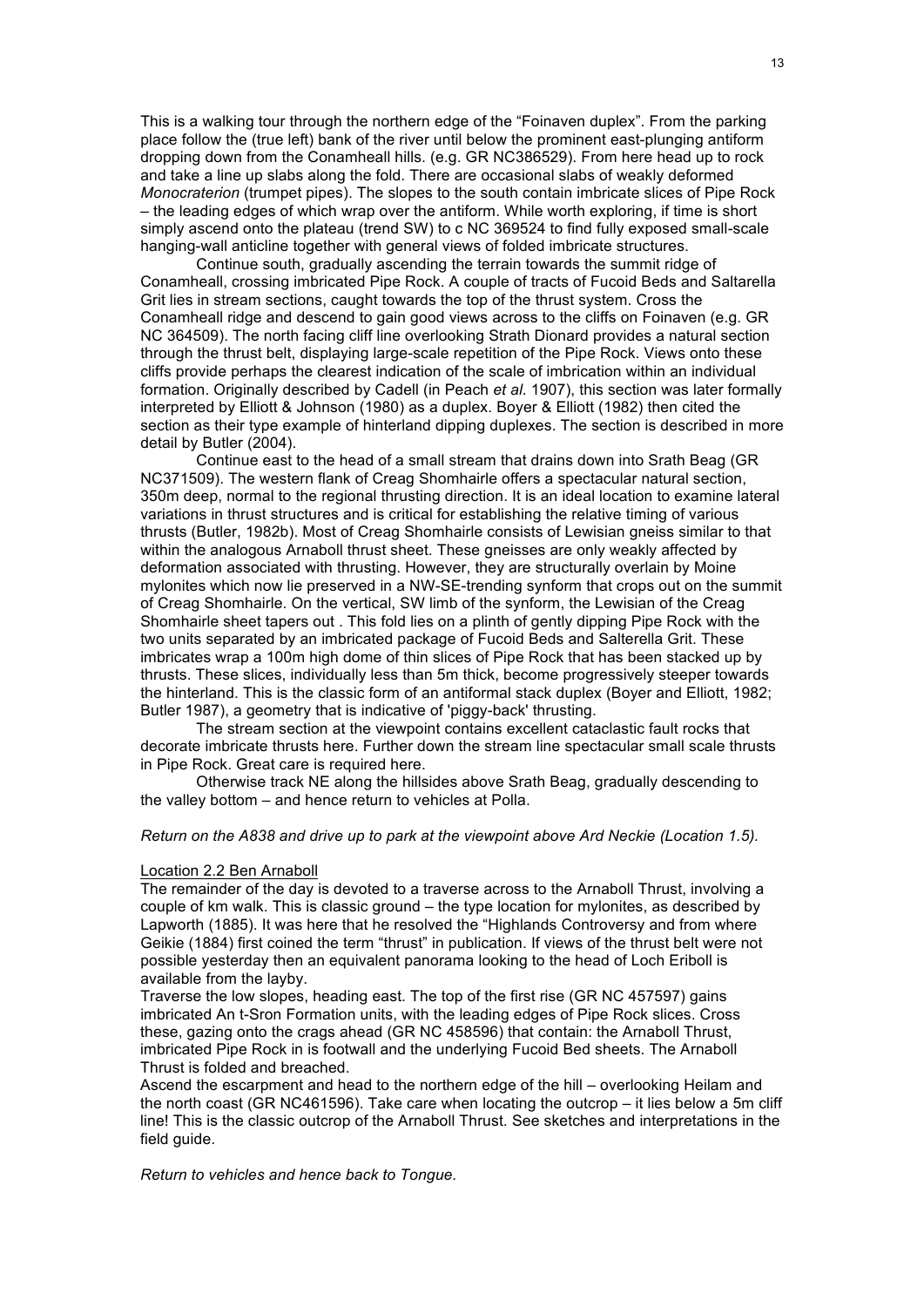This is a walking tour through the northern edge of the "Foinaven duplex". From the parking place follow the (true left) bank of the river until below the prominent east-plunging antiform dropping down from the Conamheall hills. (e.g. GR NC386529). From here head up to rock and take a line up slabs along the fold. There are occasional slabs of weakly deformed *Monocraterion* (trumpet pipes). The slopes to the south contain imbricate slices of Pipe Rock – the leading edges of which wrap over the antiform. While worth exploring, if time is short simply ascend onto the plateau (trend SW) to c NC 369524 to find fully exposed small-scale hanging-wall anticline together with general views of folded imbricate structures.

Continue south, gradually ascending the terrain towards the summit ridge of Conamheall, crossing imbricated Pipe Rock. A couple of tracts of Fucoid Beds and Saltarella Grit lies in stream sections, caught towards the top of the thrust system. Cross the Conamheall ridge and descend to gain good views across to the cliffs on Foinaven (e.g. GR NC 364509). The north facing cliff line overlooking Strath Dionard provides a natural section through the thrust belt, displaying large-scale repetition of the Pipe Rock. Views onto these cliffs provide perhaps the clearest indication of the scale of imbrication within an individual formation. Originally described by Cadell (in Peach *et al.* 1907), this section was later formally interpreted by Elliott & Johnson (1980) as a duplex. Boyer & Elliott (1982) then cited the section as their type example of hinterland dipping duplexes. The section is described in more detail by Butler (2004).

Continue east to the head of a small stream that drains down into Srath Beag (GR NC371509). The western flank of Creag Shomhairle offers a spectacular natural section, 350m deep, normal to the regional thrusting direction. It is an ideal location to examine lateral variations in thrust structures and is critical for establishing the relative timing of various thrusts (Butler, 1982b). Most of Creag Shomhairle consists of Lewisian gneiss similar to that within the analogous Arnaboll thrust sheet. These gneisses are only weakly affected by deformation associated with thrusting. However, they are structurally overlain by Moine mylonites which now lie preserved in a NW-SE-trending synform that crops out on the summit of Creag Shomhairle. On the vertical, SW limb of the synform, the Lewisian of the Creag Shomhairle sheet tapers out . This fold lies on a plinth of gently dipping Pipe Rock with the two units separated by an imbricated package of Fucoid Beds and Salterella Grit. These imbricates wrap a 100m high dome of thin slices of Pipe Rock that has been stacked up by thrusts. These slices, individually less than 5m thick, become progressively steeper towards the hinterland. This is the classic form of an antiformal stack duplex (Boyer and Elliott, 1982; Butler 1987), a geometry that is indicative of 'piggy-back' thrusting.

The stream section at the viewpoint contains excellent cataclastic fault rocks that decorate imbricate thrusts here. Further down the stream line spectacular small scale thrusts in Pipe Rock. Great care is required here.

Otherwise track NE along the hillsides above Srath Beag, gradually descending to the valley bottom – and hence return to vehicles at Polla.

*Return on the A838 and drive up to park at the viewpoint above Ard Neckie (Location 1.5).*

Location 2.2 Ben Arnaboll

The remainder of the day is devoted to a traverse across to the Arnaboll Thrust, involving a couple of km walk. This is classic ground – the type location for mylonites, as described by Lapworth (1885). It was here that he resolved the "Highlands Controversy and from where Geikie (1884) first coined the term "thrust" in publication. If views of the thrust belt were not possible yesterday then an equivalent panorama looking to the head of Loch Eriboll is available from the layby.

Traverse the low slopes, heading east. The top of the first rise (GR NC 457597) gains imbricated An t-Sron Formation units, with the leading edges of Pipe Rock slices. Cross these, gazing onto the crags ahead (GR NC 458596) that contain: the Arnaboll Thrust, imbricated Pipe Rock in is footwall and the underlying Fucoid Bed sheets. The Arnaboll Thrust is folded and breached.

Ascend the escarpment and head to the northern edge of the hill – overlooking Heilam and the north coast (GR NC461596). Take care when locating the outcrop – it lies below a 5m cliff line! This is the classic outcrop of the Arnaboll Thrust. See sketches and interpretations in the field guide.

*Return to vehicles and hence back to Tongue.*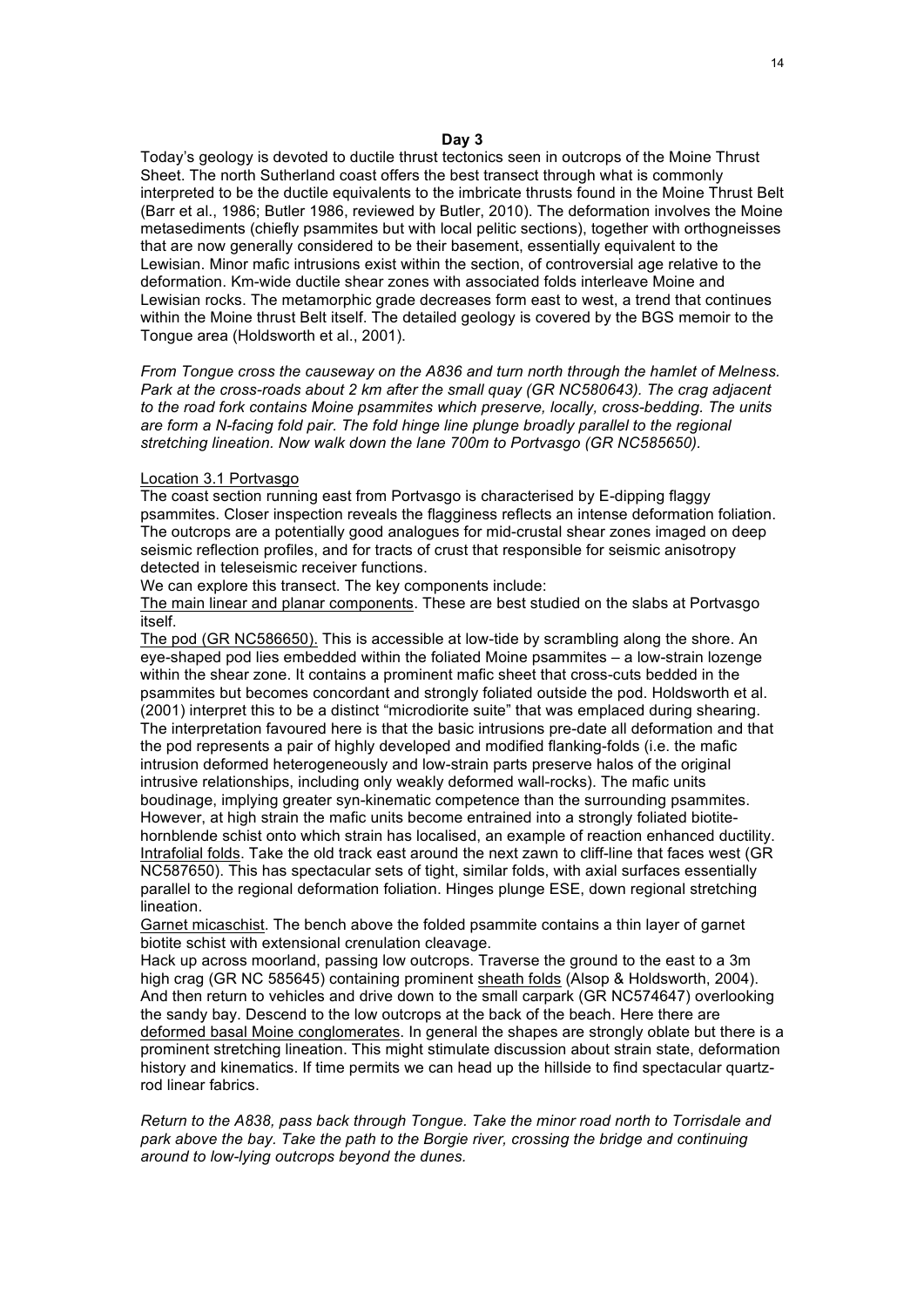## Day 3

Today's geology is devoted to ductile thrust tectonics seen in outcrops of the Moine Thrust Sheet. The north Sutherland coast offers the best transect through what is commonly interpreted to be the ductile equivalents to the imbricate thrusts found in the Moine Thrust Belt (Barr et al., 1986; Butler 1986, reviewed by Butler, 2010). The deformation involves the Moine metasediments (chiefly psammites but with local pelitic sections), together with orthogneisses that are now generally considered to be their basement, essentially equivalent to the Lewisian. Minor mafic intrusions exist within the section, of controversial age relative to the deformation. Km-wide ductile shear zones with associated folds interleave Moine and Lewisian rocks. The metamorphic grade decreases form east to west, a trend that continues within the Moine thrust Belt itself. The detailed geology is covered by the BGS memoir to the Tongue area (Holdsworth et al., 2001).

*From Tongue cross the causeway on the A836 and turn north through the hamlet of Melness. Park at the cross-roads about 2 km after the small quay (GR NC580643). The crag adjacent to the road fork contains Moine psammites which preserve, locally, cross-bedding. The units are form a N-facing fold pair. The fold hinge line plunge broadly parallel to the regional stretching lineation. Now walk down the lane 700m to Portvasgo (GR NC585650).*

<u>Location 3.1 Portvasgo</u>

The coast section running east from Portvasgo is characterised by E-dipping flaggy psammites. Closer inspection reveals the flagginess reflects an intense deformation foliation. The outcrops are a potentially good analogues for mid-crustal shear zones imaged on deep seismic reflection profiles, and for tracts of crust that responsible for seismic anisotropy detected in teleseismic receiver functions.

We can explore this transect. The key components include:

<u>The main linear and planar components</u>. These are best studied on the slabs at Portvasgo itself.

<u>The pod (GR NC586650).</u> This is accessible at low-tide by scrambling along the shore. An eye-shaped pod lies embedded within the foliated Moine psammites – a low-strain lozenge within the shear zone. It contains a prominent mafic sheet that cross-cuts bedded in the psammites but becomes concordant and strongly foliated outside the pod. Holdsworth et al. (2001) interpret this to be a distinct "microdiorite suite" that was emplaced during shearing. The interpretation favoured here is that the basic intrusions pre-date all deformation and that the pod represents a pair of highly developed and modified flanking-folds (i.e. the mafic intrusion deformed heterogeneously and low-strain parts preserve halos of the original intrusive relationships, including only weakly deformed wall-rocks). The mafic units boudinage, implying greater syn-kinematic competence than the surrounding psammites. However, at high strain the mafic units become entrained into a strongly foliated biotite-hornblende schist onto which strain has localised, an example of reaction enhanced ductility.

<u>Intrafolial folds</u>. Take the old track east around the next zawn to cliff-line that faces west (GR NC587650). This has spectacular sets of tight, similar folds, with axial surfaces essentially parallel to the regional deformation foliation. Hinges plunge ESE, down regional stretching lineation.

<u>Garnet micaschist</u>. The bench above the folded psammite contains a thin layer of garnet biotite schist with extensional crenulation cleavage.

Hack up across moorland, passing low outcrops. Traverse the ground to the east to a 3m high crag (GR NC 585645) containing prominent <u>sheath folds</u> (Alsop & Holdsworth, 2004). And then return to vehicles and drive down to the small carpark (GR NC574647) overlooking the sandy bay. Descend to the low outcrops at the back of the beach. Here there are <u>deformed basal Moine conglomerates</u>. In general the shapes are strongly oblate but there is a prominent stretching lineation. This might stimulate discussion about strain state, deformation history and kinematics. If time permits we can head up the hillside to find spectacular quartz-rod linear fabrics.

*Return to the A838, pass back through Tongue. Take the minor road north to Torrisdale and park above the bay. Take the path to the Borgie river, crossing the bridge and continuing around to low-lying outcrops beyond the dunes.*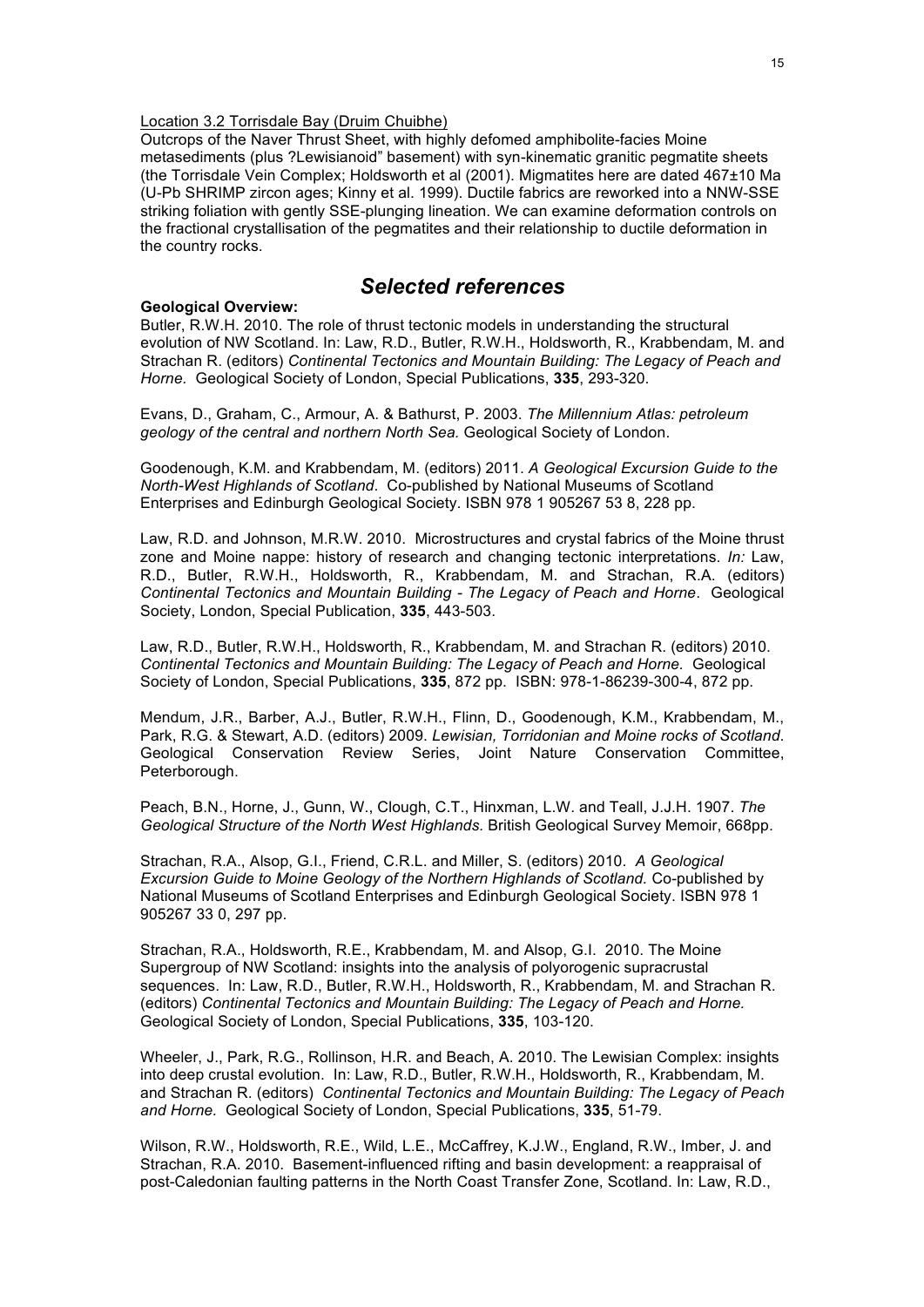Location 3.2 Torrisdale Bay (Druim Chuibhe)

Outcrops of the Naver Thrust Sheet, with highly defomed amphibolite-facies Moine metasediments (plus ?Lewisianoid" basement) with syn-kinematic granitic pegmatite sheets (the Torrisdale Vein Complex; Holdsworth et al (2001). Migmatites here are dated 467±10 Ma (U-Pb SHRIMP zircon ages; Kinny et al. 1999). Ductile fabrics are reworked into a NNW-SSE striking foliation with gently SSE-plunging lineation. We can examine deformation controls on the fractional crystallisation of the pegmatites and their relationship to ductile deformation in the country rocks.

## *Selected references*

**Geological Overview:**

Butler, R.W.H. 2010. The role of thrust tectonic models in understanding the structural evolution of NW Scotland. In: Law, R.D., Butler, R.W.H., Holdsworth, R., Krabbendam, M. and Strachan R. (editors) *Continental Tectonics and Mountain Building: The Legacy of Peach and Horne.* Geological Society of London, Special Publications, **335**, 293-320.

Evans, D., Graham, C., Armour, A. & Bathurst, P. 2003. *The Millennium Atlas: petroleum geology of the central and northern North Sea.* Geological Society of London.

Goodenough, K.M. and Krabbendam, M. (editors) 2011. *A Geological Excursion Guide to the North-West Highlands of Scotland.* Co-published by National Museums of Scotland Enterprises and Edinburgh Geological Society. ISBN 978 1 905267 53 8, 228 pp.

Law, R.D. and Johnson, M.R.W. 2010. Microstructures and crystal fabrics of the Moine thrust zone and Moine nappe: history of research and changing tectonic interpretations. *In:* Law, R.D., Butler, R.W.H., Holdsworth, R., Krabbendam, M. and Strachan, R.A. (editors) *Continental Tectonics and Mountain Building - The Legacy of Peach and Horne*. Geological Society, London, Special Publication, **335**, 443-503.

Law, R.D., Butler, R.W.H., Holdsworth, R., Krabbendam, M. and Strachan R. (editors) 2010. *Continental Tectonics and Mountain Building: The Legacy of Peach and Horne.* Geological Society of London, Special Publications, **335**, 872 pp. ISBN: 978-1-86239-300-4, 872 pp.

Mendum, J.R., Barber, A.J., Butler, R.W.H., Flinn, D., Goodenough, K.M., Krabbendam, M., Park, R.G. & Stewart, A.D. (editors) 2009. *Lewisian, Torridonian and Moine rocks of Scotland*. Geological Conservation Review Series, Joint Nature Conservation Committee, Peterborough.

Peach, B.N., Horne, J., Gunn, W., Clough, C.T., Hinxman, L.W. and Teall, J.J.H. 1907. *The Geological Structure of the North West Highlands.* British Geological Survey Memoir, 668pp.

Strachan, R.A., Alsop, G.I., Friend, C.R.L. and Miller, S. (editors) 2010. *A Geological Excursion Guide to Moine Geology of the Northern Highlands of Scotland.* Co-published by National Museums of Scotland Enterprises and Edinburgh Geological Society. ISBN 978 1 905267 33 0, 297 pp.

Strachan, R.A., Holdsworth, R.E., Krabbendam, M. and Alsop, G.I. 2010. The Moine Supergroup of NW Scotland: insights into the analysis of polyorogenic supracrustal sequences. In: Law, R.D., Butler, R.W.H., Holdsworth, R., Krabbendam, M. and Strachan R. (editors) *Continental Tectonics and Mountain Building: The Legacy of Peach and Horne.* Geological Society of London, Special Publications, **335**, 103-120.

Wheeler, J., Park, R.G., Rollinson, H.R. and Beach, A. 2010. The Lewisian Complex: insights into deep crustal evolution. In: Law, R.D., Butler, R.W.H., Holdsworth, R., Krabbendam, M. and Strachan R. (editors) *Continental Tectonics and Mountain Building: The Legacy of Peach and Horne.* Geological Society of London, Special Publications, **335**, 51-79.

Wilson, R.W., Holdsworth, R.E., Wild, L.E., McCaffrey, K.J.W., England, R.W., Imber, J. and Strachan, R.A. 2010. Basement-influenced rifting and basin development: a reappraisal of post-Caledonian faulting patterns in the North Coast Transfer Zone, Scotland. In: Law, R.D.,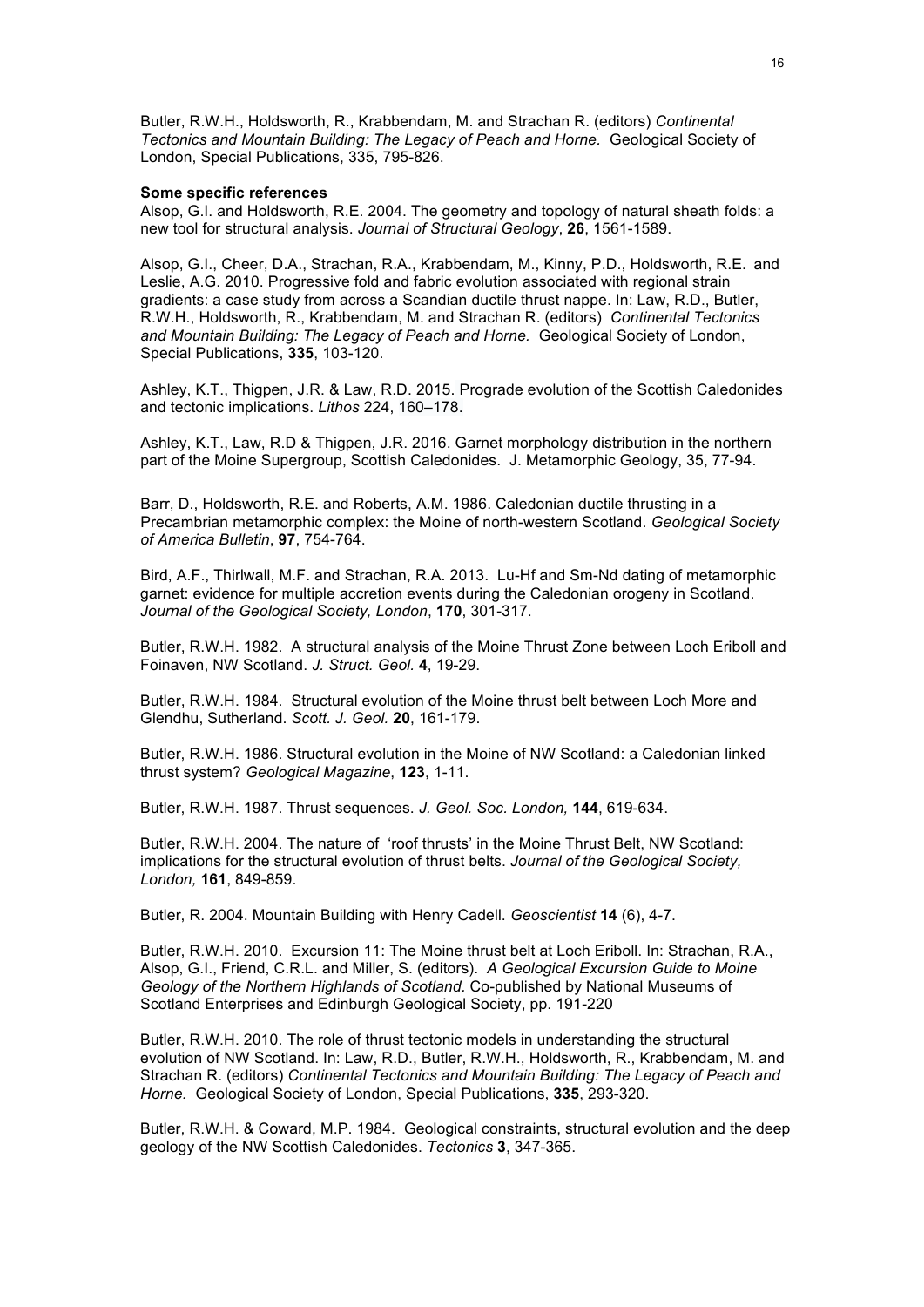Butler, R.W.H., Holdsworth, R., Krabbendam, M. and Strachan R. (editors) *Continental Tectonics and Mountain Building: The Legacy of Peach and Horne.* Geological Society of London, Special Publications, 335, 795-826.

**Some specific references**

Alsop, G.I. and Holdsworth, R.E. 2004. The geometry and topology of natural sheath folds: a new tool for structural analysis. *Journal of Structural Geology*, **26**, 1561-1589.

Alsop, G.I., Cheer, D.A., Strachan, R.A., Krabbendam, M., Kinny, P.D., Holdsworth, R.E. and Leslie, A.G. 2010. Progressive fold and fabric evolution associated with regional strain gradients: a case study from across a Scandian ductile thrust nappe. In: Law, R.D., Butler, R.W.H., Holdsworth, R., Krabbendam, M. and Strachan R. (editors) *Continental Tectonics and Mountain Building: The Legacy of Peach and Horne.* Geological Society of London, Special Publications, **335**, 103-120.

Ashley, K.T., Thigpen, J.R. & Law, R.D. 2015. Prograde evolution of the Scottish Caledonides and tectonic implications. *Lithos* 224, 160–178.

Ashley, K.T., Law, R.D & Thigpen, J.R. 2016. Garnet morphology distribution in the northern part of the Moine Supergroup, Scottish Caledonides. J. Metamorphic Geology, 35, 77-94.

Barr, D., Holdsworth, R.E. and Roberts, A.M. 1986. Caledonian ductile thrusting in a Precambrian metamorphic complex: the Moine of north-western Scotland. *Geological Society of America Bulletin*, **97**, 754-764.

Bird, A.F., Thirlwall, M.F. and Strachan, R.A. 2013. Lu-Hf and Sm-Nd dating of metamorphic garnet: evidence for multiple accretion events during the Caledonian orogeny in Scotland. *Journal of the Geological Society, London*, **170**, 301-317.

Butler, R.W.H. 1982. A structural analysis of the Moine Thrust Zone between Loch Eriboll and Foinaven, NW Scotland. *J. Struct. Geol.* **4**, 19-29.

Butler, R.W.H. 1984. Structural evolution of the Moine thrust belt between Loch More and Glendhu, Sutherland. *Scott. J. Geol.* **20**, 161-179.

Butler, R.W.H. 1986. Structural evolution in the Moine of NW Scotland: a Caledonian linked thrust system? *Geological Magazine*, **123**, 1-11.

Butler, R.W.H. 1987. Thrust sequences. *J. Geol. Soc. London,* **144**, 619-634.

Butler, R.W.H. 2004. The nature of 'roof thrusts' in the Moine Thrust Belt, NW Scotland: implications for the structural evolution of thrust belts. *Journal of the Geological Society, London,* **161**, 849-859.

Butler, R. 2004. Mountain Building with Henry Cadell. *Geoscientist* **14** (6), 4-7.

Butler, R.W.H. 2010. Excursion 11: The Moine thrust belt at Loch Eriboll. In: Strachan, R.A., Alsop, G.I., Friend, C.R.L. and Miller, S. (editors). *A Geological Excursion Guide to Moine Geology of the Northern Highlands of Scotland.* Co-published by National Museums of Scotland Enterprises and Edinburgh Geological Society, pp. 191-220

Butler, R.W.H. 2010. The role of thrust tectonic models in understanding the structural evolution of NW Scotland. In: Law, R.D., Butler, R.W.H., Holdsworth, R., Krabbendam, M. and Strachan R. (editors) *Continental Tectonics and Mountain Building: The Legacy of Peach and Horne.* Geological Society of London, Special Publications, **335**, 293-320.

Butler, R.W.H. & Coward, M.P. 1984. Geological constraints, structural evolution and the deep geology of the NW Scottish Caledonides. *Tectonics* **3**, 347-365.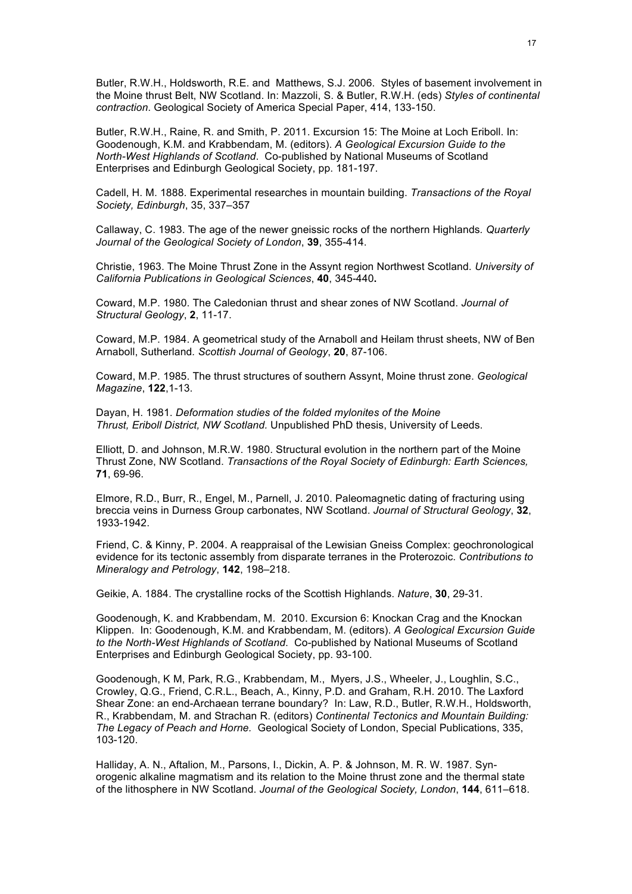Butler, R.W.H., Holdsworth, R.E. and Matthews, S.J. 2006. Styles of basement involvement in the Moine thrust Belt, NW Scotland. In: Mazzoli, S. & Butler, R.W.H. (eds) *Styles of continental contraction.* Geological Society of America Special Paper, 414, 133-150.

Butler, R.W.H., Raine, R. and Smith, P. 2011. Excursion 15: The Moine at Loch Eriboll. In: Goodenough, K.M. and Krabbendam, M. (editors). *A Geological Excursion Guide to the North-West Highlands of Scotland*. Co-published by National Museums of Scotland Enterprises and Edinburgh Geological Society, pp. 181-197.

Cadell, H. M. 1888. Experimental researches in mountain building. *Transactions of the Royal Society, Edinburgh*, 35, 337–357

Callaway, C. 1983. The age of the newer gneissic rocks of the northern Highlands. *Quarterly Journal of the Geological Society of London*, **39**, 355-414.

Christie, 1963. The Moine Thrust Zone in the Assynt region Northwest Scotland. *University of California Publications in Geological Sciences*, **40**, 345-440**.**

Coward, M.P. 1980. The Caledonian thrust and shear zones of NW Scotland. *Journal of Structural Geology*, **2**, 11-17.

Coward, M.P. 1984. A geometrical study of the Arnaboll and Heilam thrust sheets, NW of Ben Arnaboll, Sutherland. *Scottish Journal of Geology*, **20**, 87-106.

Coward, M.P. 1985. The thrust structures of southern Assynt, Moine thrust zone. *Geological Magazine*, **122**,1-13.

Dayan, H. 1981. *Deformation studies of the folded mylonites of the Moine Thrust, Eriboll District, NW Scotland.* Unpublished PhD thesis, University of Leeds.

Elliott, D. and Johnson, M.R.W. 1980. Structural evolution in the northern part of the Moine Thrust Zone, NW Scotland. *Transactions of the Royal Society of Edinburgh: Earth Sciences,* **71**, 69-96.

Elmore, R.D., Burr, R., Engel, M., Parnell, J. 2010. Paleomagnetic dating of fracturing using breccia veins in Durness Group carbonates, NW Scotland. *Journal of Structural Geology*, **32**, 1933-1942.

Friend, C. & Kinny, P. 2004. A reappraisal of the Lewisian Gneiss Complex: geochronological evidence for its tectonic assembly from disparate terranes in the Proterozoic. *Contributions to Mineralogy and Petrology*, **142**, 198–218.

Geikie, A. 1884. The crystalline rocks of the Scottish Highlands. *Nature*, **30**, 29-31.

Goodenough, K. and Krabbendam, M. 2010. Excursion 6: Knockan Crag and the Knockan Klippen. In: Goodenough, K.M. and Krabbendam, M. (editors). *A Geological Excursion Guide to the North-West Highlands of Scotland*. Co-published by National Museums of Scotland Enterprises and Edinburgh Geological Society, pp. 93-100.

Goodenough, K M, Park, R.G., Krabbendam, M., Myers, J.S., Wheeler, J., Loughlin, S.C., Crowley, Q.G., Friend, C.R.L., Beach, A., Kinny, P.D. and Graham, R.H. 2010. The Laxford Shear Zone: an end-Archaean terrane boundary? In: Law, R.D., Butler, R.W.H., Holdsworth, R., Krabbendam, M. and Strachan R. (editors) *Continental Tectonics and Mountain Building: The Legacy of Peach and Horne.* Geological Society of London, Special Publications, 335, 103-120.

Halliday, A. N., Aftalion, M., Parsons, I., Dickin, A. P. & Johnson, M. R. W. 1987. Syn-orogenic alkaline magmatism and its relation to the Moine thrust zone and the thermal state of the lithosphere in NW Scotland. *Journal of the Geological Society, London*, **144**, 611–618.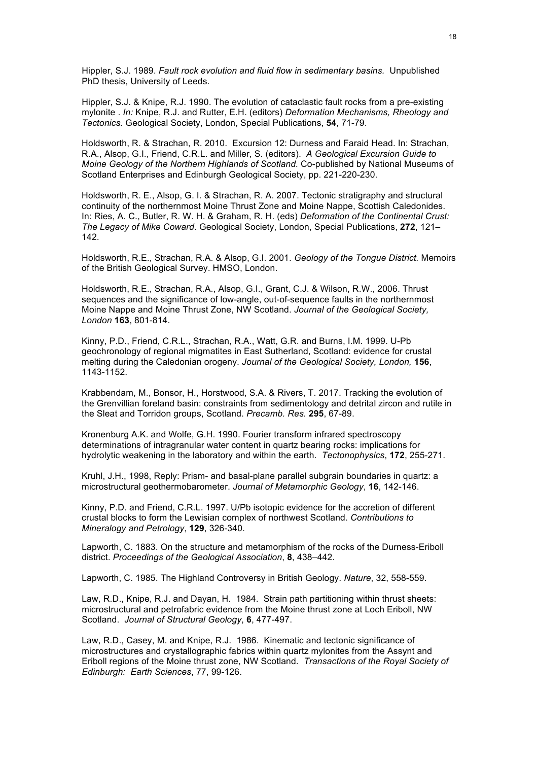Hippler, S.J. 1989. *Fault rock evolution and fluid flow in sedimentary basins.* Unpublished PhD thesis, University of Leeds.

Hippler, S.J. & Knipe, R.J. 1990. The evolution of cataclastic fault rocks from a pre-existing mylonite . *In:* Knipe, R.J. and Rutter, E.H. (editors) *Deformation Mechanisms, Rheology and Tectonics.* Geological Society, London, Special Publications, **54**, 71-79.

Holdsworth, R. & Strachan, R. 2010. Excursion 12: Durness and Faraid Head. In: Strachan, R.A., Alsop, G.I., Friend, C.R.L. and Miller, S. (editors). *A Geological Excursion Guide to Moine Geology of the Northern Highlands of Scotland.* Co-published by National Museums of Scotland Enterprises and Edinburgh Geological Society, pp. 221-220-230.

Holdsworth, R. E., Alsop, G. I. & Strachan, R. A. 2007. Tectonic stratigraphy and structural continuity of the northernmost Moine Thrust Zone and Moine Nappe, Scottish Caledonides. In: Ries, A. C., Butler, R. W. H. & Graham, R. H. (eds) *Deformation of the Continental Crust: The Legacy of Mike Coward*. Geological Society, London, Special Publications, **272**, 121–142.

Holdsworth, R.E., Strachan, R.A. & Alsop, G.I. 2001. *Geology of the Tongue District.* Memoirs of the British Geological Survey. HMSO, London.

Holdsworth, R.E., Strachan, R.A., Alsop, G.I., Grant, C.J. & Wilson, R.W., 2006. Thrust sequences and the significance of low-angle, out-of-sequence faults in the northernmost Moine Nappe and Moine Thrust Zone, NW Scotland. *Journal of the Geological Society, London* **163**, 801-814.

Kinny, P.D., Friend, C.R.L., Strachan, R.A., Watt, G.R. and Burns, I.M. 1999. U-Pb geochronology of regional migmatites in East Sutherland, Scotland: evidence for crustal melting during the Caledonian orogeny. *Journal of the Geological Society, London,* **156**, 1143-1152.

Krabbendam, M., Bonsor, H., Horstwood, S.A. & Rivers, T. 2017. Tracking the evolution of the Grenvillian foreland basin: constraints from sedimentology and detrital zircon and rutile in the Sleat and Torridon groups, Scotland. *Precamb. Res.* **295**, 67-89.

Kronenburg A.K. and Wolfe, G.H. 1990. Fourier transform infrared spectroscopy determinations of intragranular water content in quartz bearing rocks: implications for hydrolytic weakening in the laboratory and within the earth. *Tectonophysics*, **172**, 255-271.

Kruhl, J.H., 1998, Reply: Prism- and basal-plane parallel subgrain boundaries in quartz: a microstructural geothermobarometer. *Journal of Metamorphic Geology*, **16**, 142-146.

Kinny, P.D. and Friend, C.R.L. 1997. U/Pb isotopic evidence for the accretion of different crustal blocks to form the Lewisian complex of northwest Scotland. *Contributions to Mineralogy and Petrology*, **129**, 326-340.

Lapworth, C. 1883. On the structure and metamorphism of the rocks of the Durness-Eriboll district. *Proceedings of the Geological Association*, **8**, 438–442.

Lapworth, C. 1985. The Highland Controversy in British Geology. *Nature*, 32, 558-559.

Law, R.D., Knipe, R.J. and Dayan, H. 1984. Strain path partitioning within thrust sheets: microstructural and petrofabric evidence from the Moine thrust zone at Loch Eriboll, NW Scotland. *Journal of Structural Geology*, **6**, 477-497.

Law, R.D., Casey, M. and Knipe, R.J. 1986. Kinematic and tectonic significance of microstructures and crystallographic fabrics within quartz mylonites from the Assynt and Eriboll regions of the Moine thrust zone, NW Scotland. *Transactions of the Royal Society of Edinburgh: Earth Sciences*, 77, 99-126.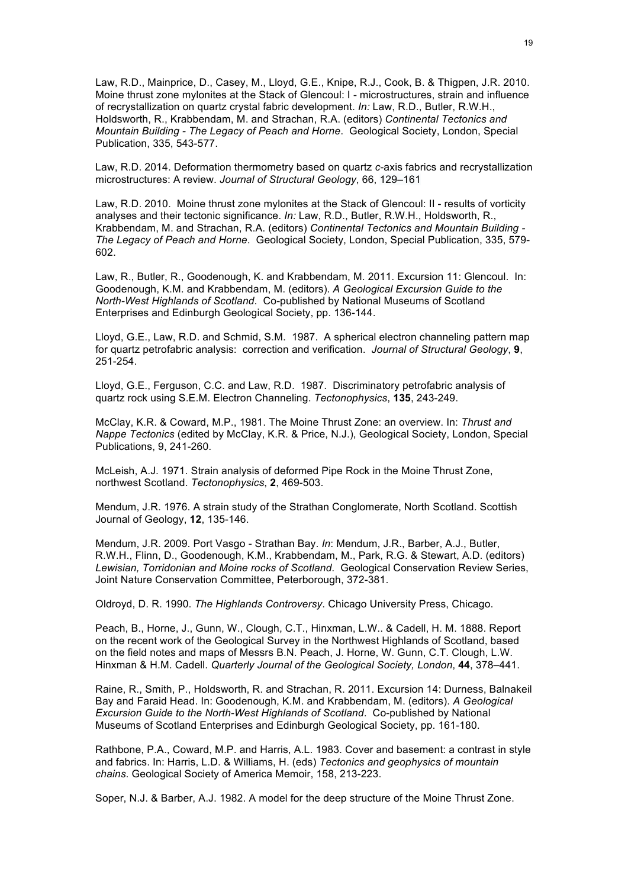Law, R.D., Mainprice, D., Casey, M., Lloyd, G.E., Knipe, R.J., Cook, B. & Thigpen, J.R. 2010. Moine thrust zone mylonites at the Stack of Glencoul: I - microstructures, strain and influence of recrystallization on quartz crystal fabric development. *In:* Law, R.D., Butler, R.W.H., Holdsworth, R., Krabbendam, M. and Strachan, R.A. (editors) *Continental Tectonics and Mountain Building - The Legacy of Peach and Horne*. Geological Society, London, Special Publication, 335, 543-577.

Law, R.D. 2014. Deformation thermometry based on quartz *c*-axis fabrics and recrystallization microstructures: A review. *Journal of Structural Geology*, 66, 129–161

Law, R.D. 2010. Moine thrust zone mylonites at the Stack of Glencoul: II - results of vorticity analyses and their tectonic significance. *In:* Law, R.D., Butler, R.W.H., Holdsworth, R., Krabbendam, M. and Strachan, R.A. (editors) *Continental Tectonics and Mountain Building - The Legacy of Peach and Horne*. Geological Society, London, Special Publication, 335, 579-602.

Law, R., Butler, R., Goodenough, K. and Krabbendam, M. 2011. Excursion 11: Glencoul. In: Goodenough, K.M. and Krabbendam, M. (editors). *A Geological Excursion Guide to the North-West Highlands of Scotland*. Co-published by National Museums of Scotland Enterprises and Edinburgh Geological Society, pp. 136-144.

Lloyd, G.E., Law, R.D. and Schmid, S.M. 1987. A spherical electron channeling pattern map for quartz petrofabric analysis: correction and verification. *Journal of Structural Geology*, **9**, 251-254.

Lloyd, G.E., Ferguson, C.C. and Law, R.D. 1987. Discriminatory petrofabric analysis of quartz rock using S.E.M. Electron Channeling. *Tectonophysics*, **135**, 243-249.

McClay, K.R. & Coward, M.P., 1981. The Moine Thrust Zone: an overview. In: *Thrust and Nappe Tectonics* (edited by McClay, K.R. & Price, N.J.), Geological Society, London, Special Publications, 9, 241-260.

McLeish, A.J. 1971. Strain analysis of deformed Pipe Rock in the Moine Thrust Zone, northwest Scotland. *Tectonophysics*, **2**, 469-503.

Mendum, J.R. 1976. A strain study of the Strathan Conglomerate, North Scotland. Scottish Journal of Geology, **12**, 135-146.

Mendum, J.R. 2009. Port Vasgo - Strathan Bay. *In*: Mendum, J.R., Barber, A.J., Butler, R.W.H., Flinn, D., Goodenough, K.M., Krabbendam, M., Park, R.G. & Stewart, A.D. (editors) *Lewisian, Torridonian and Moine rocks of Scotland*. Geological Conservation Review Series, Joint Nature Conservation Committee, Peterborough, 372-381.

Oldroyd, D. R. 1990. *The Highlands Controversy*. Chicago University Press, Chicago.

Peach, B., Horne, J., Gunn, W., Clough, C.T., Hinxman, L.W.. & Cadell, H. M. 1888. Report on the recent work of the Geological Survey in the Northwest Highlands of Scotland, based on the field notes and maps of Messrs B.N. Peach, J. Horne, W. Gunn, C.T. Clough, L.W. Hinxman & H.M. Cadell. *Quarterly Journal of the Geological Society, London*, **44**, 378–441.

Raine, R., Smith, P., Holdsworth, R. and Strachan, R. 2011. Excursion 14: Durness, Balnakeil Bay and Faraid Head. In: Goodenough, K.M. and Krabbendam, M. (editors). *A Geological Excursion Guide to the North-West Highlands of Scotland*. Co-published by National Museums of Scotland Enterprises and Edinburgh Geological Society, pp. 161-180.

Rathbone, P.A., Coward, M.P. and Harris, A.L. 1983. Cover and basement: a contrast in style and fabrics. In: Harris, L.D. & Williams, H. (eds) *Tectonics and geophysics of mountain chains*. Geological Society of America Memoir, 158, 213-223.

Soper, N.J. & Barber, A.J. 1982. A model for the deep structure of the Moine Thrust Zone.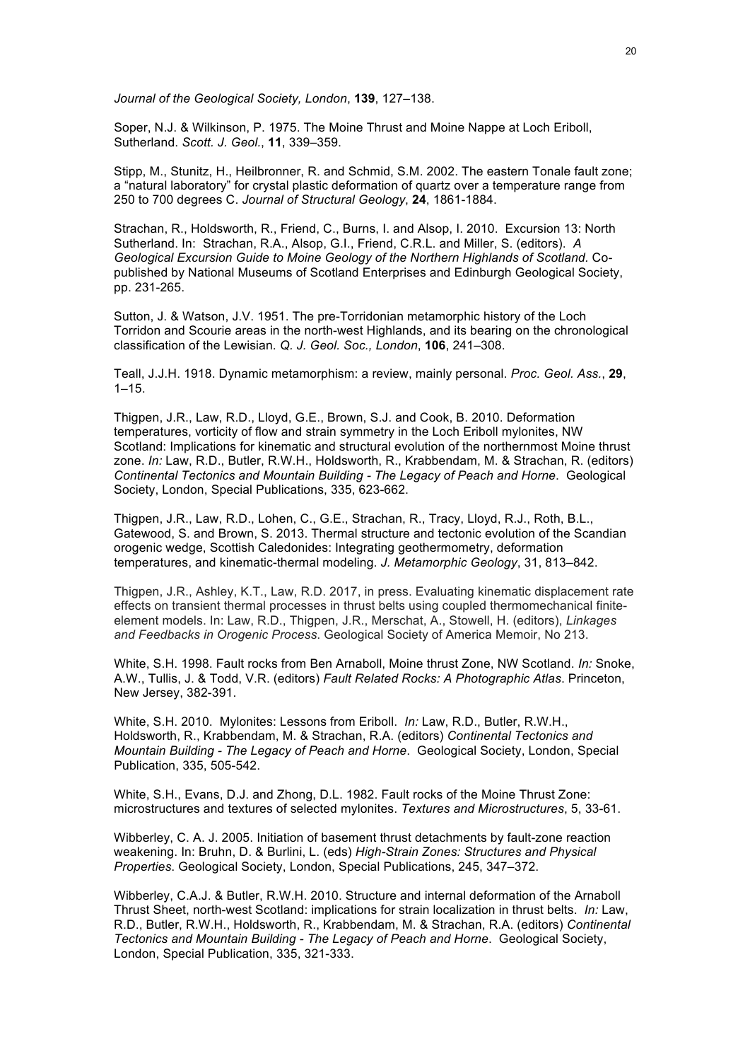*Journal of the Geological Society, London*, **139**, 127–138.

Soper, N.J. & Wilkinson, P. 1975. The Moine Thrust and Moine Nappe at Loch Eriboll, Sutherland. *Scott. J. Geol.*, **11**, 339–359.

Stipp, M., Stunitz, H., Heilbronner, R. and Schmid, S.M. 2002. The eastern Tonale fault zone; a "natural laboratory" for crystal plastic deformation of quartz over a temperature range from 250 to 700 degrees C. *Journal of Structural Geology*, **24**, 1861-1884.

Strachan, R., Holdsworth, R., Friend, C., Burns, I. and Alsop, I. 2010. Excursion 13: North Sutherland. In: Strachan, R.A., Alsop, G.I., Friend, C.R.L. and Miller, S. (editors). *A Geological Excursion Guide to Moine Geology of the Northern Highlands of Scotland*. Co-published by National Museums of Scotland Enterprises and Edinburgh Geological Society, pp. 231-265.

Sutton, J. & Watson, J.V. 1951. The pre-Torridonian metamorphic history of the Loch Torridon and Scourie areas in the north-west Highlands, and its bearing on the chronological classification of the Lewisian. *Q. J. Geol. Soc., London*, **106**, 241–308.

Teall, J.J.H. 1918. Dynamic metamorphism: a review, mainly personal. *Proc. Geol. Ass.*, **29**, 1–15.

Thigpen, J.R., Law, R.D., Lloyd, G.E., Brown, S.J. and Cook, B. 2010. Deformation temperatures, vorticity of flow and strain symmetry in the Loch Eriboll mylonites, NW Scotland: Implications for kinematic and structural evolution of the northernmost Moine thrust zone. *In:* Law, R.D., Butler, R.W.H., Holdsworth, R., Krabbendam, M. & Strachan, R. (editors) *Continental Tectonics and Mountain Building - The Legacy of Peach and Horne*. Geological Society, London, Special Publications, 335, 623-662.

Thigpen, J.R., Law, R.D., Lohen, C., G.E., Strachan, R., Tracy, Lloyd, R.J., Roth, B.L., Gatewood, S. and Brown, S. 2013. Thermal structure and tectonic evolution of the Scandian orogenic wedge, Scottish Caledonides: Integrating geothermometry, deformation temperatures, and kinematic-thermal modeling. *J. Metamorphic Geology*, 31, 813–842.

Thigpen, J.R., Ashley, K.T., Law, R.D. 2017, in press. Evaluating kinematic displacement rate effects on transient thermal processes in thrust belts using coupled thermomechanical finite-element models. In: Law, R.D., Thigpen, J.R., Merschat, A., Stowell, H. (editors), *Linkages and Feedbacks in Orogenic Process*. Geological Society of America Memoir, No 213.

White, S.H. 1998. Fault rocks from Ben Arnaboll, Moine thrust Zone, NW Scotland. *In:* Snoke, A.W., Tullis, J. & Todd, V.R. (editors) *Fault Related Rocks: A Photographic Atlas*. Princeton, New Jersey, 382-391.

White, S.H. 2010. Mylonites: Lessons from Eriboll. *In:* Law, R.D., Butler, R.W.H., Holdsworth, R., Krabbendam, M. & Strachan, R.A. (editors) *Continental Tectonics and Mountain Building - The Legacy of Peach and Horne*. Geological Society, London, Special Publication, 335, 505-542.

White, S.H., Evans, D.J. and Zhong, D.L. 1982. Fault rocks of the Moine Thrust Zone: microstructures and textures of selected mylonites. *Textures and Microstructures*, 5, 33-61.

Wibberley, C. A. J. 2005. Initiation of basement thrust detachments by fault-zone reaction weakening. In: Bruhn, D. & Burlini, L. (eds) *High-Strain Zones: Structures and Physical Properties*. Geological Society, London, Special Publications, 245, 347–372.

Wibberley, C.A.J. & Butler, R.W.H. 2010. Structure and internal deformation of the Arnaboll Thrust Sheet, north-west Scotland: implications for strain localization in thrust belts. *In:* Law, R.D., Butler, R.W.H., Holdsworth, R., Krabbendam, M. & Strachan, R.A. (editors) *Continental Tectonics and Mountain Building - The Legacy of Peach and Horne*. Geological Society, London, Special Publication, 335, 321-333.